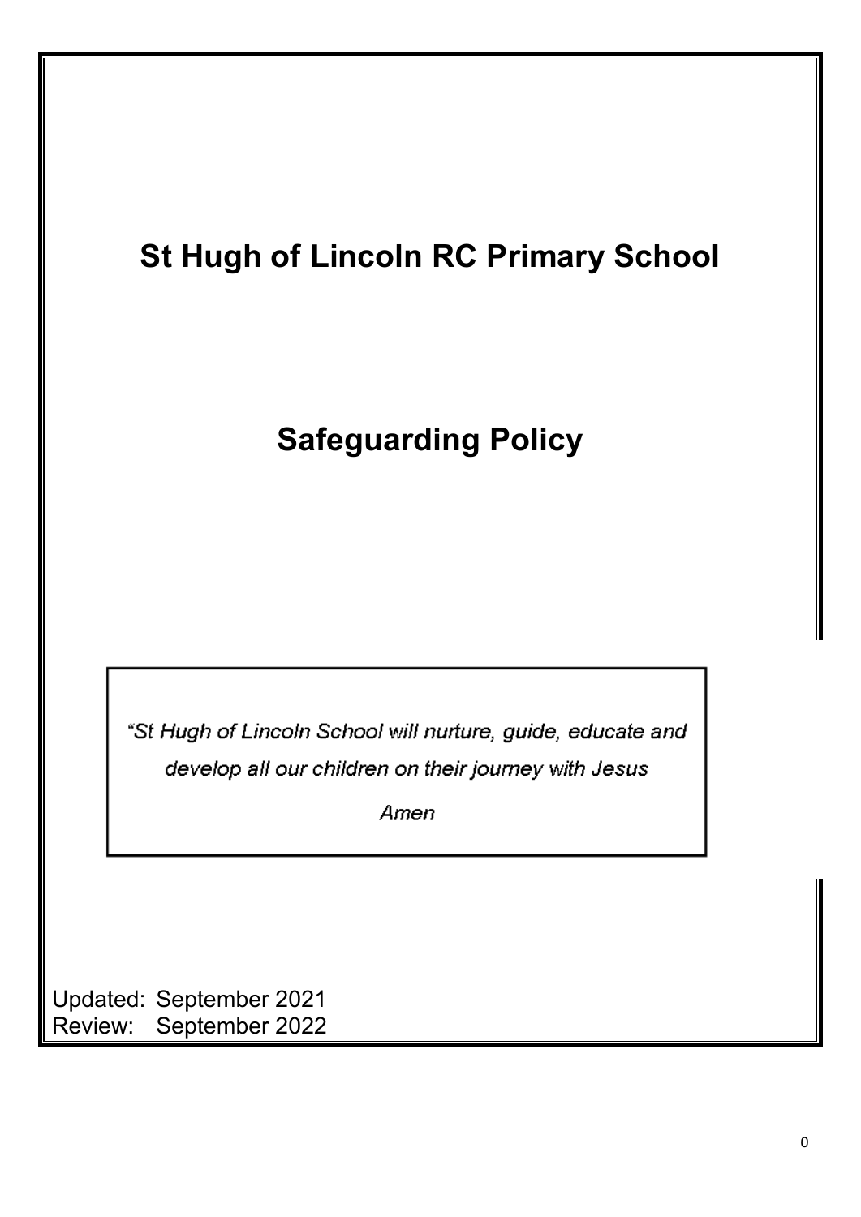# St Hugh of Lincoln RC Primary School

# Safeguarding Policy

*"St Hugh of Lincoln School will nurture, guide, educate and develop all our children on their journey with Jesus*

*Amen*

Updated: September 2021
Review: September 2022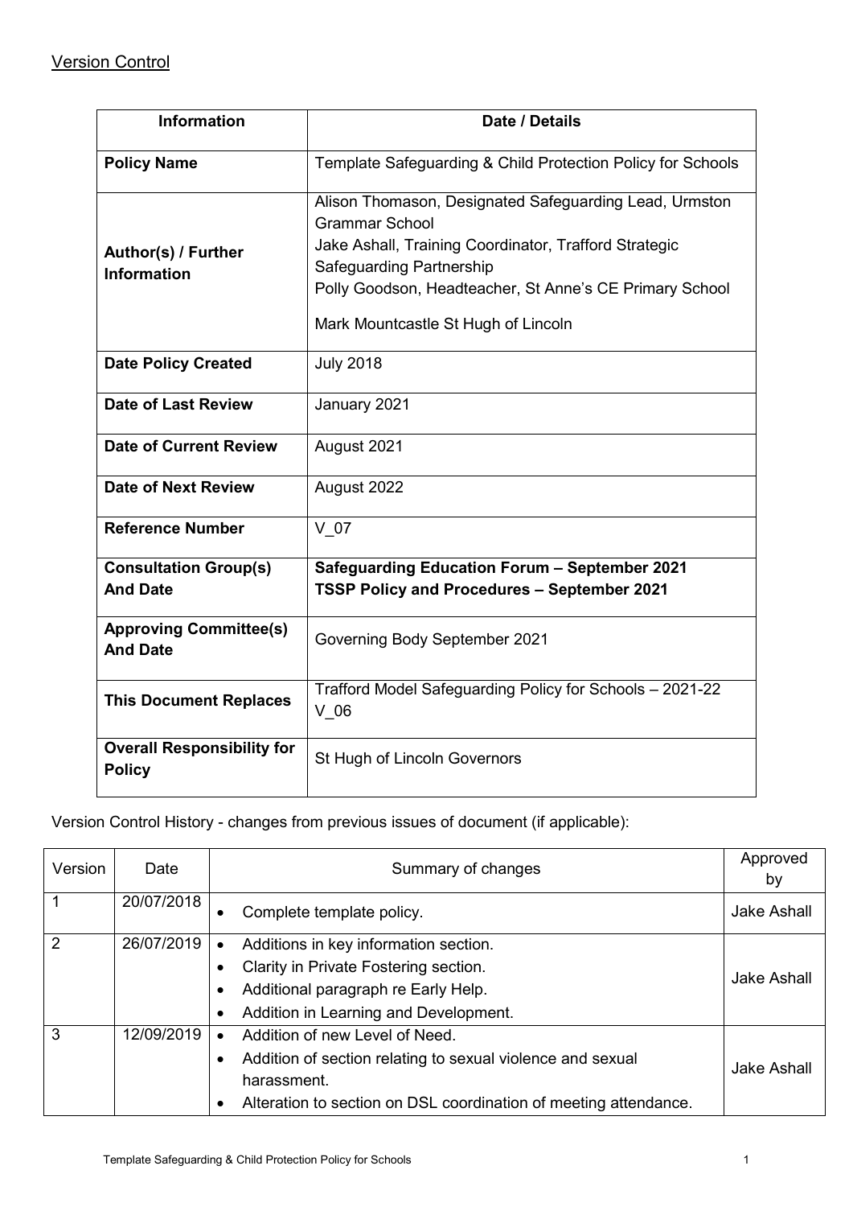## Version Control

| Information | Date / Details |
| --- | --- |
| **Policy Name** | Template Safeguarding & Child Protection Policy for Schools |
| **Author(s) / Further Information** | Alison Thomason, Designated Safeguarding Lead, Urmston Grammar School<br>Jake Ashall, Training Coordinator, Trafford Strategic Safeguarding Partnership<br>Polly Goodson, Headteacher, St Anne's CE Primary School<br>Mark Mountcastle St Hugh of Lincoln |
| **Date Policy Created** | July 2018 |
| **Date of Last Review** | January 2021 |
| **Date of Current Review** | August 2021 |
| **Date of Next Review** | August 2022 |
| **Reference Number** | V_07 |
| **Consultation Group(s) And Date** | **Safeguarding Education Forum – September 2021**<br>**TSSP Policy and Procedures – September 2021** |
| **Approving Committee(s) And Date** | Governing Body September 2021 |
| **This Document Replaces** | Trafford Model Safeguarding Policy for Schools – 2021-22 V_06 |
| **Overall Responsibility for Policy** | St Hugh of Lincoln Governors |

Version Control History - changes from previous issues of document (if applicable):

| Version | Date | Summary of changes | Approved by |
| --- | --- | --- | --- |
| 1 | 20/07/2018 | • Complete template policy. | Jake Ashall |
| 2 | 26/07/2019 | • Additions in key information section.<br>• Clarity in Private Fostering section.<br>• Additional paragraph re Early Help.<br>• Addition in Learning and Development. | Jake Ashall |
| 3 | 12/09/2019 | • Addition of new Level of Need.<br>• Addition of section relating to sexual violence and sexual harassment.<br>• Alteration to section on DSL coordination of meeting attendance. | Jake Ashall |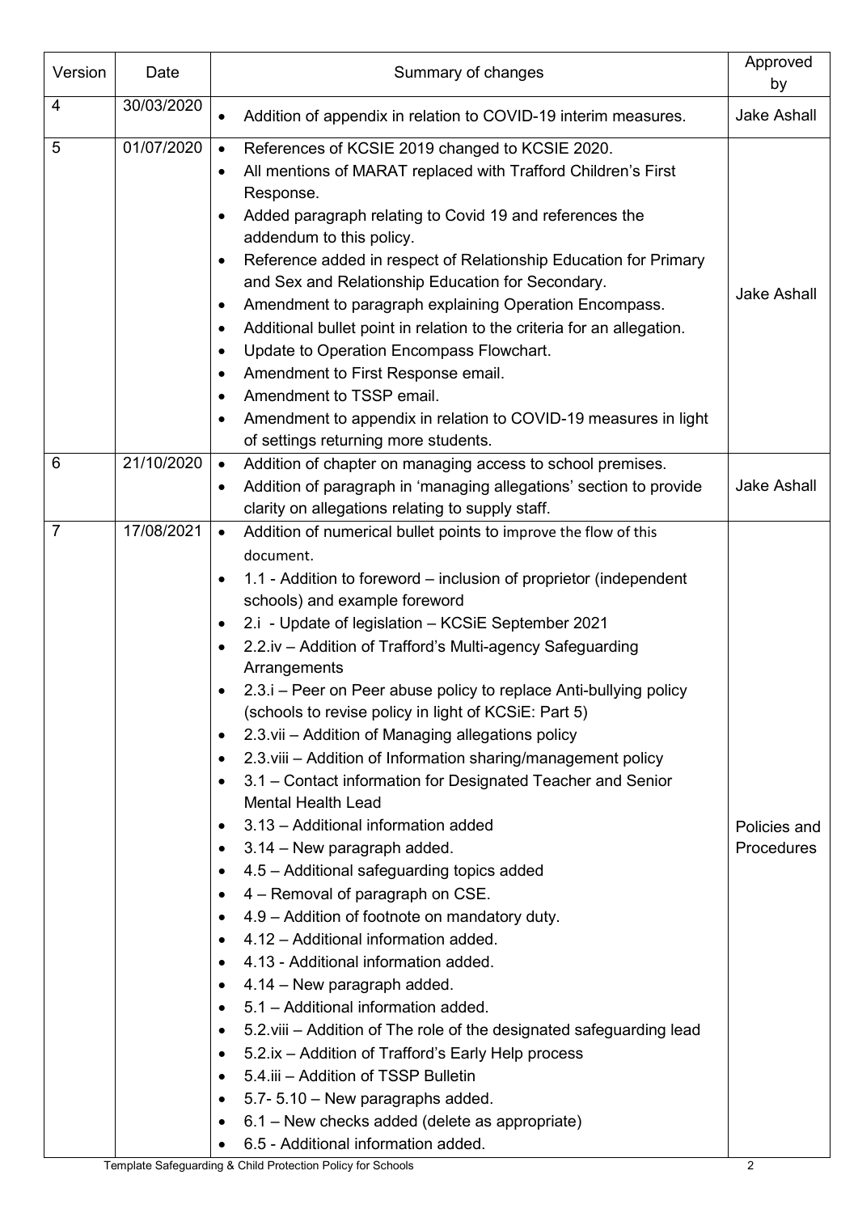| Version | Date | Summary of changes | Approved by |
|---|---|---|---|
| 4 | 30/03/2020 | • Addition of appendix in relation to COVID-19 interim measures. | Jake Ashall |
| 5 | 01/07/2020 | • References of KCSIE 2019 changed to KCSIE 2020.<br>• All mentions of MARAT replaced with Trafford Children's First Response.<br>• Added paragraph relating to Covid 19 and references the addendum to this policy.<br>• Reference added in respect of Relationship Education for Primary and Sex and Relationship Education for Secondary.<br>• Amendment to paragraph explaining Operation Encompass.<br>• Additional bullet point in relation to the criteria for an allegation.<br>• Update to Operation Encompass Flowchart.<br>• Amendment to First Response email.<br>• Amendment to TSSP email.<br>• Amendment to appendix in relation to COVID-19 measures in light of settings returning more students. | Jake Ashall |
| 6 | 21/10/2020 | • Addition of chapter on managing access to school premises.<br>• Addition of paragraph in 'managing allegations' section to provide clarity on allegations relating to supply staff. | Jake Ashall |
| 7 | 17/08/2021 | • Addition of numerical bullet points to improve the flow of this document.<br>• 1.1 - Addition to foreword – inclusion of proprietor (independent schools) and example foreword<br>• 2.i - Update of legislation – KCSiE September 2021<br>• 2.2.iv – Addition of Trafford's Multi-agency Safeguarding Arrangements<br>• 2.3.i – Peer on Peer abuse policy to replace Anti-bullying policy (schools to revise policy in light of KCSiE: Part 5)<br>• 2.3.vii – Addition of Managing allegations policy<br>• 2.3.viii – Addition of Information sharing/management policy<br>• 3.1 – Contact information for Designated Teacher and Senior Mental Health Lead<br>• 3.13 – Additional information added<br>• 3.14 – New paragraph added.<br>• 4.5 – Additional safeguarding topics added<br>• 4 – Removal of paragraph on CSE.<br>• 4.9 – Addition of footnote on mandatory duty.<br>• 4.12 – Additional information added.<br>• 4.13 - Additional information added.<br>• 4.14 – New paragraph added.<br>• 5.1 – Additional information added.<br>• 5.2.viii – Addition of The role of the designated safeguarding lead<br>• 5.2.ix – Addition of Trafford's Early Help process<br>• 5.4.iii – Addition of TSSP Bulletin<br>• 5.7- 5.10 – New paragraphs added.<br>• 6.1 – New checks added (delete as appropriate)<br>• 6.5 - Additional information added. | Policies and Procedures |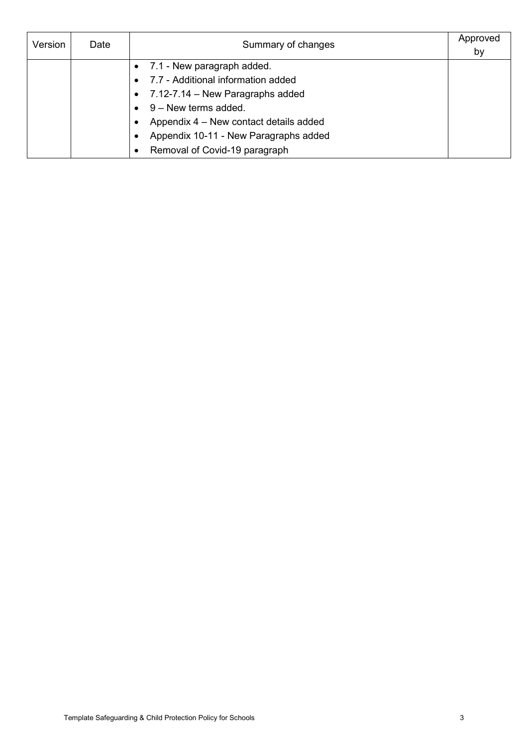| Version | Date | Summary of changes | Approved by |
| --- | --- | --- | --- |
| | | • 7.1 - New paragraph added.<br>• 7.7 - Additional information added<br>• 7.12-7.14 – New Paragraphs added<br>• 9 – New terms added.<br>• Appendix 4 – New contact details added<br>• Appendix 10-11 - New Paragraphs added<br>• Removal of Covid-19 paragraph | |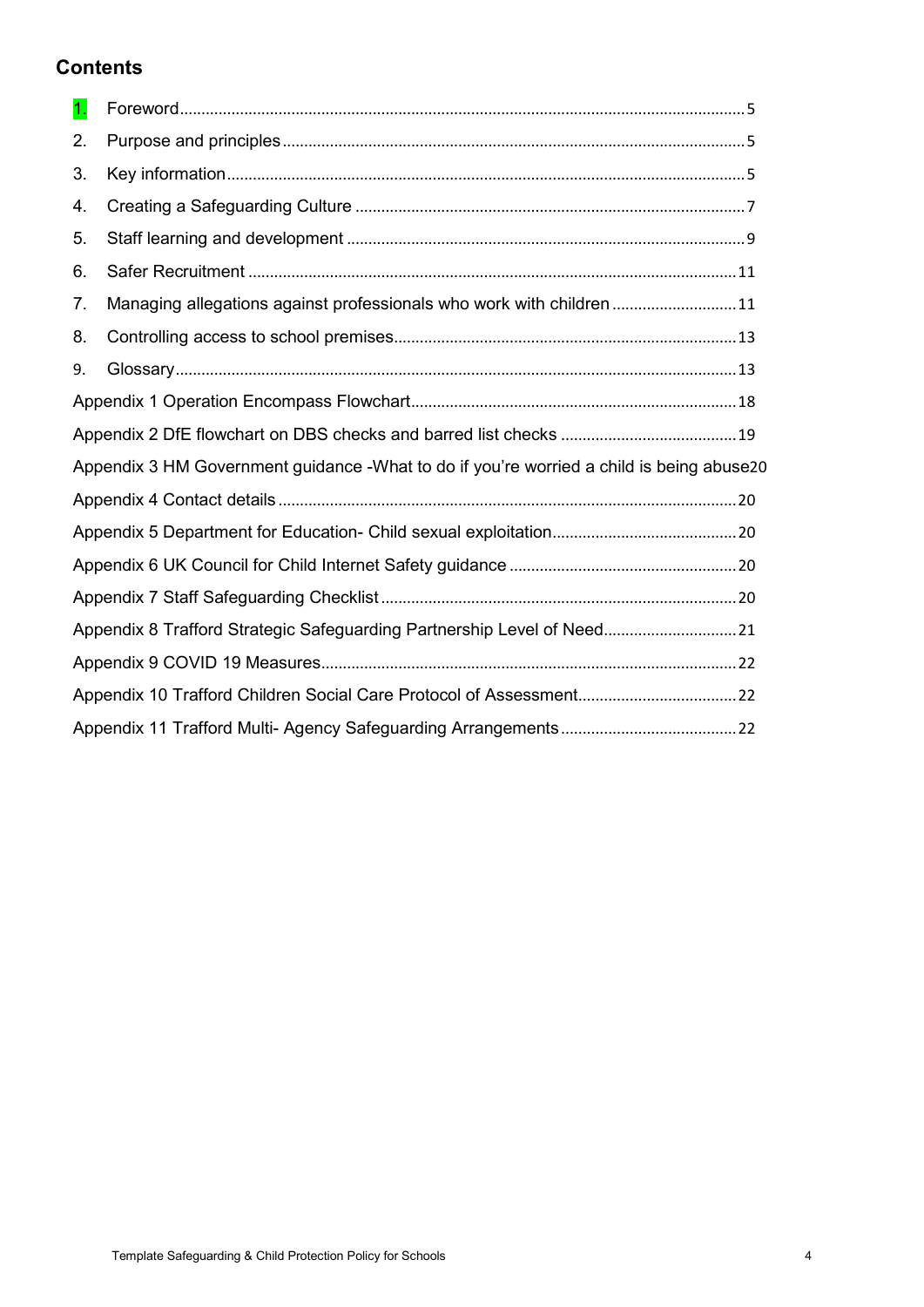## Contents

1. Foreword .......... 5
2. Purpose and principles .......... 5
3. Key information .......... 5
4. Creating a Safeguarding Culture .......... 7
5. Staff learning and development .......... 9
6. Safer Recruitment .......... 11
7. Managing allegations against professionals who work with children .......... 11
8. Controlling access to school premises .......... 13
9. Glossary .......... 13

Appendix 1 Operation Encompass Flowchart .......... 18

Appendix 2 DfE flowchart on DBS checks and barred list checks .......... 19

Appendix 3 HM Government guidance -What to do if you're worried a child is being abuse .......... 20

Appendix 4 Contact details .......... 20

Appendix 5 Department for Education- Child sexual exploitation .......... 20

Appendix 6 UK Council for Child Internet Safety guidance .......... 20

Appendix 7 Staff Safeguarding Checklist .......... 20

Appendix 8 Trafford Strategic Safeguarding Partnership Level of Need .......... 21

Appendix 9 COVID 19 Measures .......... 22

Appendix 10 Trafford Children Social Care Protocol of Assessment .......... 22

Appendix 11 Trafford Multi- Agency Safeguarding Arrangements .......... 22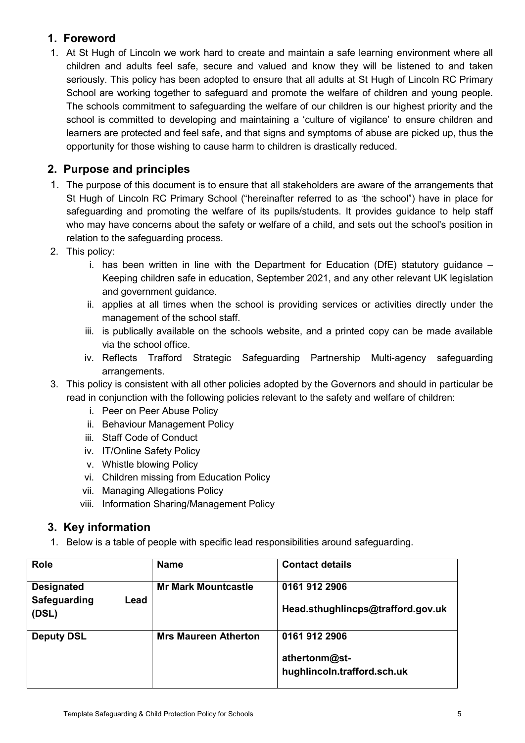## 1. Foreword

1. At St Hugh of Lincoln we work hard to create and maintain a safe learning environment where all children and adults feel safe, secure and valued and know they will be listened to and taken seriously. This policy has been adopted to ensure that all adults at St Hugh of Lincoln RC Primary School are working together to safeguard and promote the welfare of children and young people. The schools commitment to safeguarding the welfare of our children is our highest priority and the school is committed to developing and maintaining a 'culture of vigilance' to ensure children and learners are protected and feel safe, and that signs and symptoms of abuse are picked up, thus the opportunity for those wishing to cause harm to children is drastically reduced.

## 2. Purpose and principles

1. The purpose of this document is to ensure that all stakeholders are aware of the arrangements that St Hugh of Lincoln RC Primary School ("hereinafter referred to as 'the school") have in place for safeguarding and promoting the welfare of its pupils/students. It provides guidance to help staff who may have concerns about the safety or welfare of a child, and sets out the school's position in relation to the safeguarding process.
2. This policy:
   i. has been written in line with the Department for Education (DfE) statutory guidance – Keeping children safe in education, September 2021, and any other relevant UK legislation and government guidance.
   ii. applies at all times when the school is providing services or activities directly under the management of the school staff.
   iii. is publically available on the schools website, and a printed copy can be made available via the school office.
   iv. Reflects Trafford Strategic Safeguarding Partnership Multi-agency safeguarding arrangements.
3. This policy is consistent with all other policies adopted by the Governors and should in particular be read in conjunction with the following policies relevant to the safety and welfare of children:
   i. Peer on Peer Abuse Policy
   ii. Behaviour Management Policy
   iii. Staff Code of Conduct
   iv. IT/Online Safety Policy
   v. Whistle blowing Policy
   vi. Children missing from Education Policy
   vii. Managing Allegations Policy
   viii. Information Sharing/Management Policy

## 3. Key information

1. Below is a table of people with specific lead responsibilities around safeguarding.

| Role | Name | Contact details |
|---|---|---|
| **Designated Safeguarding Lead (DSL)** | **Mr Mark Mountcastle** | **0161 912 2906**<br>**Head.sthughlincps@trafford.gov.uk** |
| **Deputy DSL** | **Mrs Maureen Atherton** | **0161 912 2906**<br>**athertonm@st-hughlincoln.trafford.sch.uk** |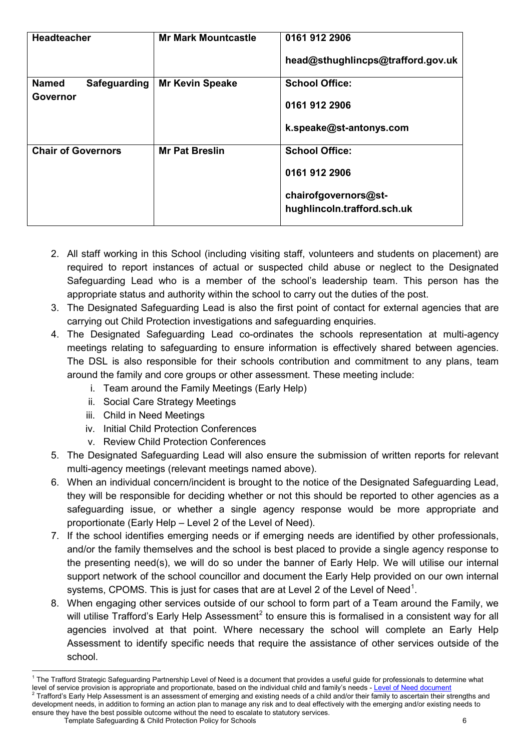| Headteacher | Mr Mark Mountcastle | 0161 912 2906<br><br>head@sthughlincps@trafford.gov.uk |
|---|---|---|
| Named Safeguarding Governor | Mr Kevin Speake | School Office:<br><br>0161 912 2906<br><br>k.speake@st-antonys.com |
| Chair of Governors | Mr Pat Breslin | School Office:<br><br>0161 912 2906<br><br>chairofgovernors@st-hughlincoln.trafford.sch.uk |

2. All staff working in this School (including visiting staff, volunteers and students on placement) are required to report instances of actual or suspected child abuse or neglect to the Designated Safeguarding Lead who is a member of the school's leadership team. This person has the appropriate status and authority within the school to carry out the duties of the post.
3. The Designated Safeguarding Lead is also the first point of contact for external agencies that are carrying out Child Protection investigations and safeguarding enquiries.
4. The Designated Safeguarding Lead co-ordinates the schools representation at multi-agency meetings relating to safeguarding to ensure information is effectively shared between agencies. The DSL is also responsible for their schools contribution and commitment to any plans, team around the family and core groups or other assessment. These meeting include:
   i. Team around the Family Meetings (Early Help)
   ii. Social Care Strategy Meetings
   iii. Child in Need Meetings
   iv. Initial Child Protection Conferences
   v. Review Child Protection Conferences
5. The Designated Safeguarding Lead will also ensure the submission of written reports for relevant multi-agency meetings (relevant meetings named above).
6. When an individual concern/incident is brought to the notice of the Designated Safeguarding Lead, they will be responsible for deciding whether or not this should be reported to other agencies as a safeguarding issue, or whether a single agency response would be more appropriate and proportionate (Early Help – Level 2 of the Level of Need).
7. If the school identifies emerging needs or if emerging needs are identified by other professionals, and/or the family themselves and the school is best placed to provide a single agency response to the presenting need(s), we will do so under the banner of Early Help. We will utilise our internal support network of the school councillor and document the Early Help provided on our own internal systems, CPOMS. This is just for cases that are at Level 2 of the Level of Need[1].
8. When engaging other services outside of our school to form part of a Team around the Family, we will utilise Trafford's Early Help Assessment[2] to ensure this is formalised in a consistent way for all agencies involved at that point. Where necessary the school will complete an Early Help Assessment to identify specific needs that require the assistance of other services outside of the school.

[1] The Trafford Strategic Safeguarding Partnership Level of Need is a document that provides a useful guide for professionals to determine what level of service provision is appropriate and proportionate, based on the individual child and family's needs - Level of Need document

[2] Trafford's Early Help Assessment is an assessment of emerging and existing needs of a child and/or their family to ascertain their strengths and development needs, in addition to forming an action plan to manage any risk and to deal effectively with the emerging and/or existing needs to ensure they have the best possible outcome without the need to escalate to statutory services.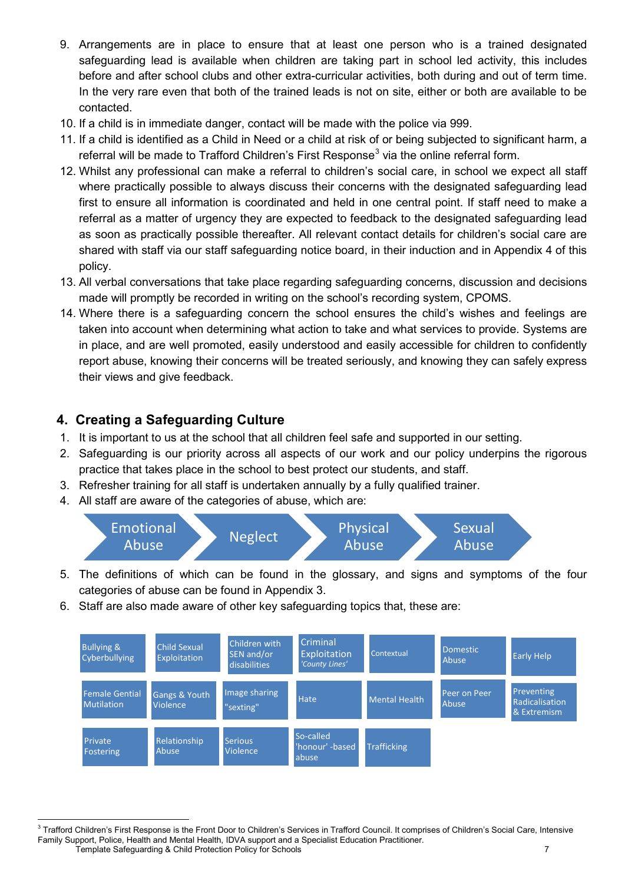9. Arrangements are in place to ensure that at least one person who is a trained designated safeguarding lead is available when children are taking part in school led activity, this includes before and after school clubs and other extra-curricular activities, both during and out of term time. In the very rare even that both of the trained leads is not on site, either or both are available to be contacted.
10. If a child is in immediate danger, contact will be made with the police via 999.
11. If a child is identified as a Child in Need or a child at risk of or being subjected to significant harm, a referral will be made to Trafford Children's First Response[3] via the online referral form.
12. Whilst any professional can make a referral to children's social care, in school we expect all staff where practically possible to always discuss their concerns with the designated safeguarding lead first to ensure all information is coordinated and held in one central point. If staff need to make a referral as a matter of urgency they are expected to feedback to the designated safeguarding lead as soon as practically possible thereafter. All relevant contact details for children's social care are shared with staff via our staff safeguarding notice board, in their induction and in Appendix 4 of this policy.
13. All verbal conversations that take place regarding safeguarding concerns, discussion and decisions made will promptly be recorded in writing on the school's recording system, CPOMS.
14. Where there is a safeguarding concern the school ensures the child's wishes and feelings are taken into account when determining what action to take and what services to provide. Systems are in place, and are well promoted, easily understood and easily accessible for children to confidently report abuse, knowing their concerns will be treated seriously, and knowing they can safely express their views and give feedback.

## 4. Creating a Safeguarding Culture

1. It is important to us at the school that all children feel safe and supported in our setting.
2. Safeguarding is our priority across all aspects of our work and our policy underpins the rigorous practice that takes place in the school to best protect our students, and staff.
3. Refresher training for all staff is undertaken annually by a fully qualified trainer.
4. All staff are aware of the categories of abuse, which are:

Emotional Abuse → Neglect → Physical Abuse → Sexual Abuse

5. The definitions of which can be found in the glossary, and signs and symptoms of the four categories of abuse can be found in Appendix 3.
6. Staff are also made aware of other key safeguarding topics that, these are:

| | | | | | | |
|---|---|---|---|---|---|---|
| Bullying & Cyberbullying | Child Sexual Exploitation | Children with SEN and/or disabilities | Criminal Exploitation *'County Lines'* | Contextual | Domestic Abuse | Early Help |
| Female Gential Mutilation | Gangs & Youth Violence | Image sharing "sexting" | Hate | Mental Health | Peer on Peer Abuse | Preventing Radicalisation & Extremism |
| Private Fostering | Relationship Abuse | Serious Violence | So-called 'honour' -based abuse | Trafficking | | |

[3] Trafford Children's First Response is the Front Door to Children's Services in Trafford Council. It comprises of Children's Social Care, Intensive Family Support, Police, Health and Mental Health, IDVA support and a Specialist Education Practitioner.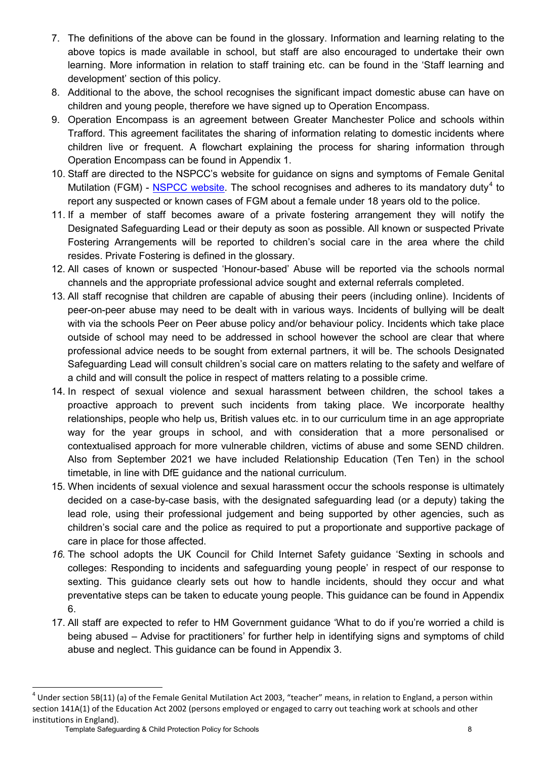7. The definitions of the above can be found in the glossary. Information and learning relating to the above topics is made available in school, but staff are also encouraged to undertake their own learning. More information in relation to staff training etc. can be found in the 'Staff learning and development' section of this policy.
8. Additional to the above, the school recognises the significant impact domestic abuse can have on children and young people, therefore we have signed up to Operation Encompass.
9. Operation Encompass is an agreement between Greater Manchester Police and schools within Trafford. This agreement facilitates the sharing of information relating to domestic incidents where children live or frequent. A flowchart explaining the process for sharing information through Operation Encompass can be found in Appendix 1.
10. Staff are directed to the NSPCC's website for guidance on signs and symptoms of Female Genital Mutilation (FGM) - NSPCC website. The school recognises and adheres to its mandatory duty[4] to report any suspected or known cases of FGM about a female under 18 years old to the police.
11. If a member of staff becomes aware of a private fostering arrangement they will notify the Designated Safeguarding Lead or their deputy as soon as possible. All known or suspected Private Fostering Arrangements will be reported to children's social care in the area where the child resides. Private Fostering is defined in the glossary.
12. All cases of known or suspected 'Honour-based' Abuse will be reported via the schools normal channels and the appropriate professional advice sought and external referrals completed.
13. All staff recognise that children are capable of abusing their peers (including online). Incidents of peer-on-peer abuse may need to be dealt with in various ways. Incidents of bullying will be dealt with via the schools Peer on Peer abuse policy and/or behaviour policy. Incidents which take place outside of school may need to be addressed in school however the school are clear that where professional advice needs to be sought from external partners, it will be. The schools Designated Safeguarding Lead will consult children's social care on matters relating to the safety and welfare of a child and will consult the police in respect of matters relating to a possible crime.
14. In respect of sexual violence and sexual harassment between children, the school takes a proactive approach to prevent such incidents from taking place. We incorporate healthy relationships, people who help us, British values etc. in to our curriculum time in an age appropriate way for the year groups in school, and with consideration that a more personalised or contextualised approach for more vulnerable children, victims of abuse and some SEND children. Also from September 2021 we have included Relationship Education (Ten Ten) in the school timetable, in line with DfE guidance and the national curriculum.
15. When incidents of sexual violence and sexual harassment occur the schools response is ultimately decided on a case-by-case basis, with the designated safeguarding lead (or a deputy) taking the lead role, using their professional judgement and being supported by other agencies, such as children's social care and the police as required to put a proportionate and supportive package of care in place for those affected.
16. The school adopts the UK Council for Child Internet Safety guidance 'Sexting in schools and colleges: Responding to incidents and safeguarding young people' in respect of our response to sexting. This guidance clearly sets out how to handle incidents, should they occur and what preventative steps can be taken to educate young people. This guidance can be found in Appendix 6.
17. All staff are expected to refer to HM Government guidance 'What to do if you're worried a child is being abused – Advise for practitioners' for further help in identifying signs and symptoms of child abuse and neglect. This guidance can be found in Appendix 3.

---

[4] Under section 5B(11) (a) of the Female Genital Mutilation Act 2003, "teacher" means, in relation to England, a person within section 141A(1) of the Education Act 2002 (persons employed or engaged to carry out teaching work at schools and other institutions in England).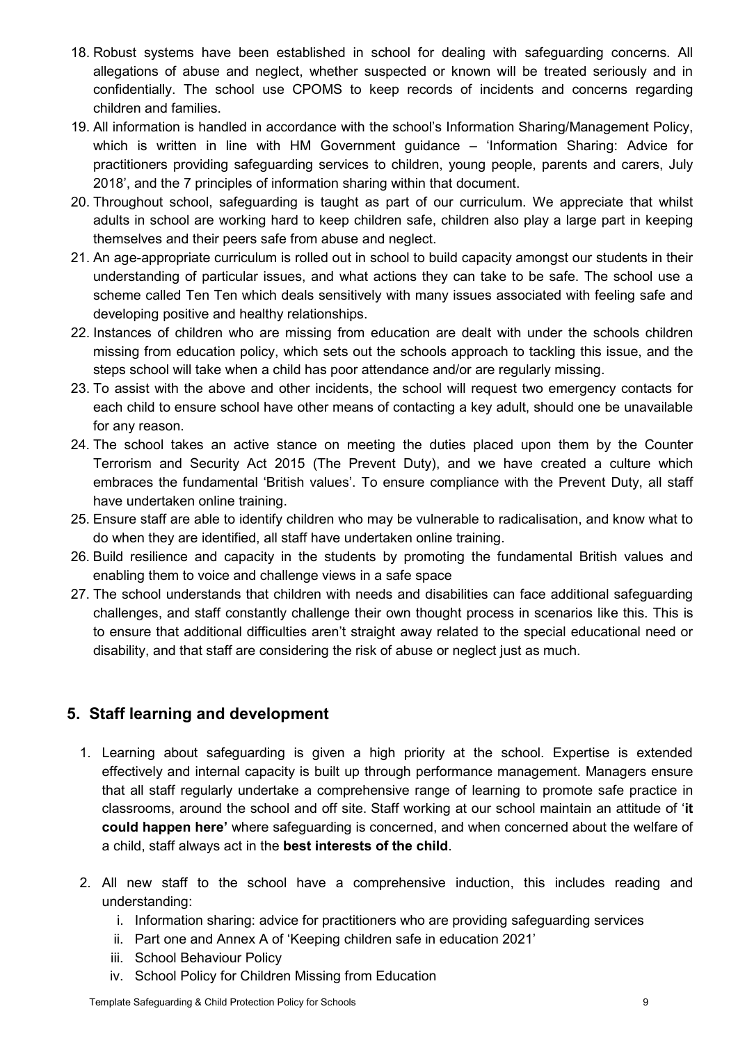18. Robust systems have been established in school for dealing with safeguarding concerns. All allegations of abuse and neglect, whether suspected or known will be treated seriously and in confidentially. The school use CPOMS to keep records of incidents and concerns regarding children and families.
19. All information is handled in accordance with the school's Information Sharing/Management Policy, which is written in line with HM Government guidance – 'Information Sharing: Advice for practitioners providing safeguarding services to children, young people, parents and carers, July 2018', and the 7 principles of information sharing within that document.
20. Throughout school, safeguarding is taught as part of our curriculum. We appreciate that whilst adults in school are working hard to keep children safe, children also play a large part in keeping themselves and their peers safe from abuse and neglect.
21. An age-appropriate curriculum is rolled out in school to build capacity amongst our students in their understanding of particular issues, and what actions they can take to be safe. The school use a scheme called Ten Ten which deals sensitively with many issues associated with feeling safe and developing positive and healthy relationships.
22. Instances of children who are missing from education are dealt with under the schools children missing from education policy, which sets out the schools approach to tackling this issue, and the steps school will take when a child has poor attendance and/or are regularly missing.
23. To assist with the above and other incidents, the school will request two emergency contacts for each child to ensure school have other means of contacting a key adult, should one be unavailable for any reason.
24. The school takes an active stance on meeting the duties placed upon them by the Counter Terrorism and Security Act 2015 (The Prevent Duty), and we have created a culture which embraces the fundamental 'British values'. To ensure compliance with the Prevent Duty, all staff have undertaken online training.
25. Ensure staff are able to identify children who may be vulnerable to radicalisation, and know what to do when they are identified, all staff have undertaken online training.
26. Build resilience and capacity in the students by promoting the fundamental British values and enabling them to voice and challenge views in a safe space
27. The school understands that children with needs and disabilities can face additional safeguarding challenges, and staff constantly challenge their own thought process in scenarios like this. This is to ensure that additional difficulties aren't straight away related to the special educational need or disability, and that staff are considering the risk of abuse or neglect just as much.

## 5. Staff learning and development

1. Learning about safeguarding is given a high priority at the school. Expertise is extended effectively and internal capacity is built up through performance management. Managers ensure that all staff regularly undertake a comprehensive range of learning to promote safe practice in classrooms, around the school and off site. Staff working at our school maintain an attitude of '**it could happen here'** where safeguarding is concerned, and when concerned about the welfare of a child, staff always act in the **best interests of the child**.

2. All new staff to the school have a comprehensive induction, this includes reading and understanding:
   i. Information sharing: advice for practitioners who are providing safeguarding services
   ii. Part one and Annex A of 'Keeping children safe in education 2021'
   iii. School Behaviour Policy
   iv. School Policy for Children Missing from Education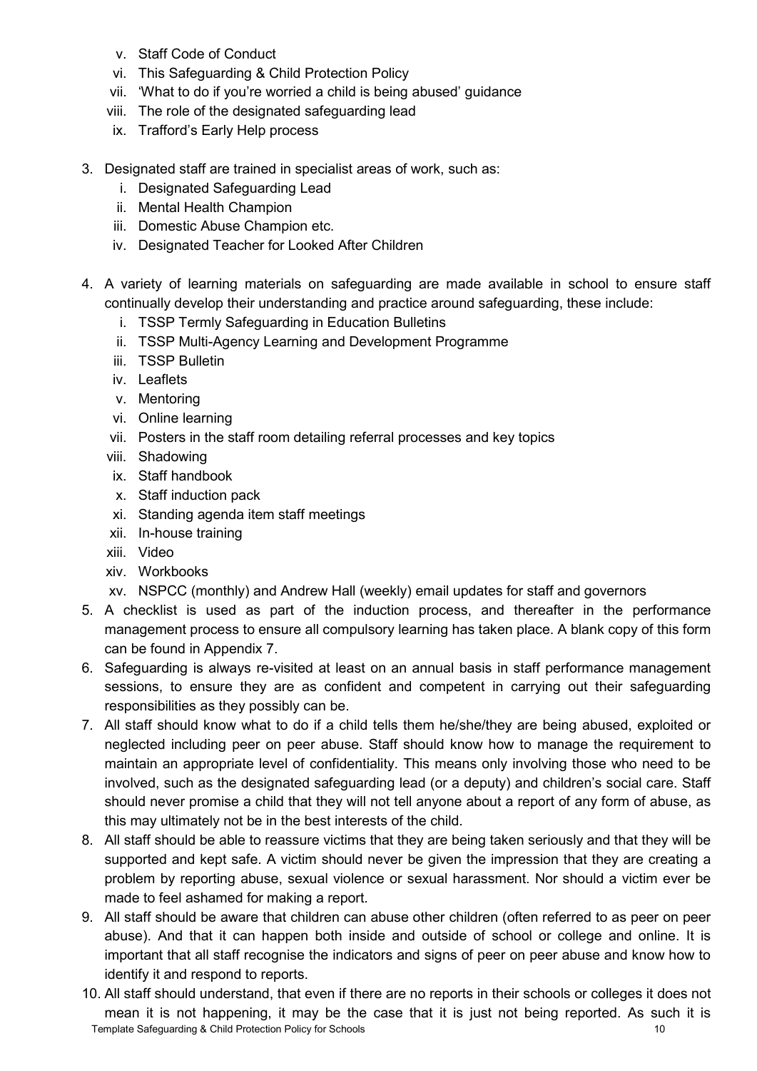v. Staff Code of Conduct
   vi. This Safeguarding & Child Protection Policy
   vii. 'What to do if you're worried a child is being abused' guidance
   viii. The role of the designated safeguarding lead
   ix. Trafford's Early Help process

3. Designated staff are trained in specialist areas of work, such as:
   i. Designated Safeguarding Lead
   ii. Mental Health Champion
   iii. Domestic Abuse Champion etc.
   iv. Designated Teacher for Looked After Children

4. A variety of learning materials on safeguarding are made available in school to ensure staff continually develop their understanding and practice around safeguarding, these include:
   i. TSSP Termly Safeguarding in Education Bulletins
   ii. TSSP Multi-Agency Learning and Development Programme
   iii. TSSP Bulletin
   iv. Leaflets
   v. Mentoring
   vi. Online learning
   vii. Posters in the staff room detailing referral processes and key topics
   viii. Shadowing
   ix. Staff handbook
   x. Staff induction pack
   xi. Standing agenda item staff meetings
   xii. In-house training
   xiii. Video
   xiv. Workbooks
   xv. NSPCC (monthly) and Andrew Hall (weekly) email updates for staff and governors

5. A checklist is used as part of the induction process, and thereafter in the performance management process to ensure all compulsory learning has taken place. A blank copy of this form can be found in Appendix 7.
6. Safeguarding is always re-visited at least on an annual basis in staff performance management sessions, to ensure they are as confident and competent in carrying out their safeguarding responsibilities as they possibly can be.
7. All staff should know what to do if a child tells them he/she/they are being abused, exploited or neglected including peer on peer abuse. Staff should know how to manage the requirement to maintain an appropriate level of confidentiality. This means only involving those who need to be involved, such as the designated safeguarding lead (or a deputy) and children's social care. Staff should never promise a child that they will not tell anyone about a report of any form of abuse, as this may ultimately not be in the best interests of the child.
8. All staff should be able to reassure victims that they are being taken seriously and that they will be supported and kept safe. A victim should never be given the impression that they are creating a problem by reporting abuse, sexual violence or sexual harassment. Nor should a victim ever be made to feel ashamed for making a report.
9. All staff should be aware that children can abuse other children (often referred to as peer on peer abuse). And that it can happen both inside and outside of school or college and online. It is important that all staff recognise the indicators and signs of peer on peer abuse and know how to identify it and respond to reports.
10. All staff should understand, that even if there are no reports in their schools or colleges it does not mean it is not happening, it may be the case that it is just not being reported. As such it is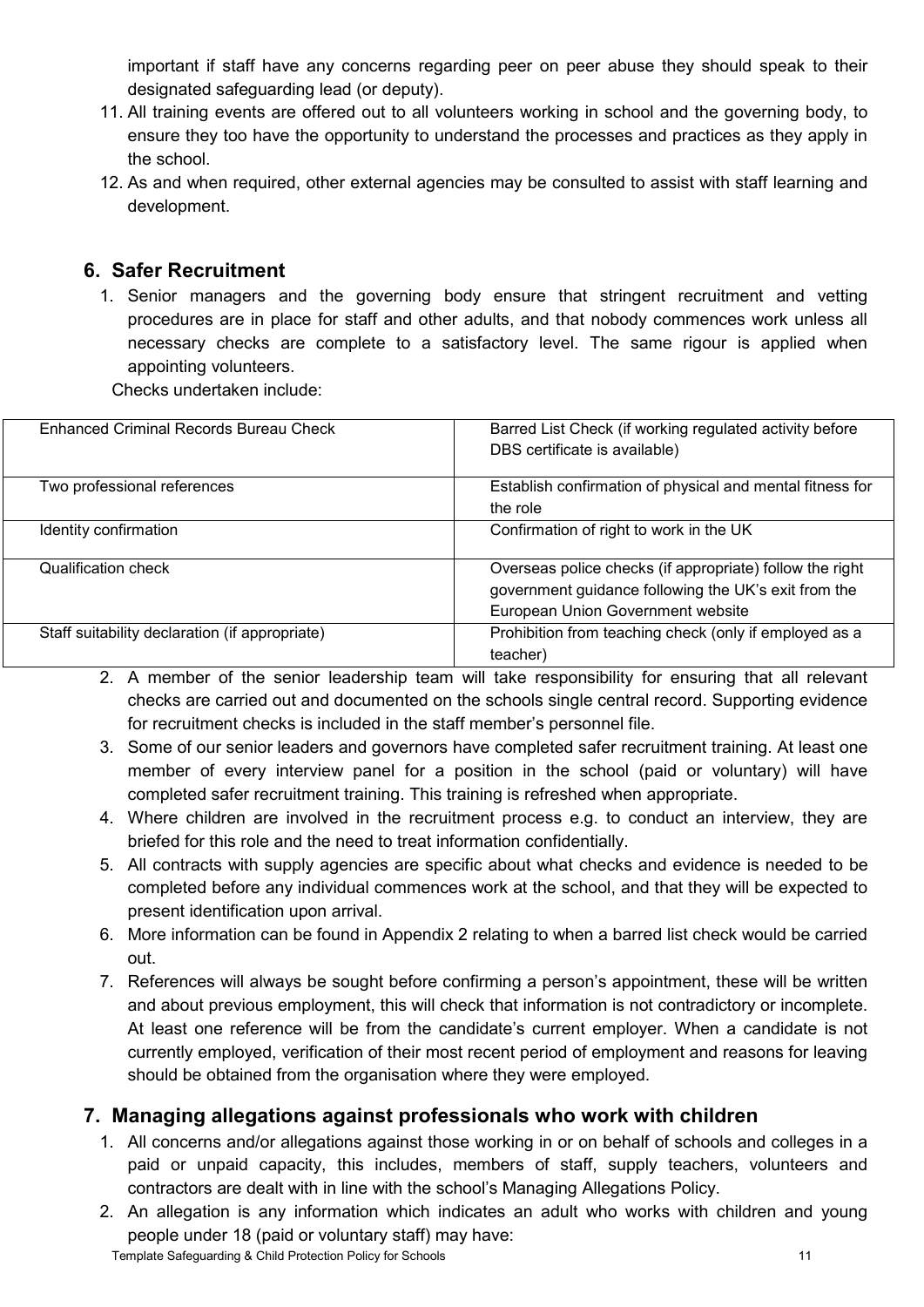important if staff have any concerns regarding peer on peer abuse they should speak to their designated safeguarding lead (or deputy).

11. All training events are offered out to all volunteers working in school and the governing body, to ensure they too have the opportunity to understand the processes and practices as they apply in the school.
12. As and when required, other external agencies may be consulted to assist with staff learning and development.

## 6. Safer Recruitment

1. Senior managers and the governing body ensure that stringent recruitment and vetting procedures are in place for staff and other adults, and that nobody commences work unless all necessary checks are complete to a satisfactory level. The same rigour is applied when appointing volunteers.

   Checks undertaken include:

| | |
|---|---|
| Enhanced Criminal Records Bureau Check | Barred List Check (if working regulated activity before DBS certificate is available) |
| Two professional references | Establish confirmation of physical and mental fitness for the role |
| Identity confirmation | Confirmation of right to work in the UK |
| Qualification check | Overseas police checks (if appropriate) follow the right government guidance following the UK's exit from the European Union Government website |
| Staff suitability declaration (if appropriate) | Prohibition from teaching check (only if employed as a teacher) |

2. A member of the senior leadership team will take responsibility for ensuring that all relevant checks are carried out and documented on the schools single central record. Supporting evidence for recruitment checks is included in the staff member's personnel file.
3. Some of our senior leaders and governors have completed safer recruitment training. At least one member of every interview panel for a position in the school (paid or voluntary) will have completed safer recruitment training. This training is refreshed when appropriate.
4. Where children are involved in the recruitment process e.g. to conduct an interview, they are briefed for this role and the need to treat information confidentially.
5. All contracts with supply agencies are specific about what checks and evidence is needed to be completed before any individual commences work at the school, and that they will be expected to present identification upon arrival.
6. More information can be found in Appendix 2 relating to when a barred list check would be carried out.
7. References will always be sought before confirming a person's appointment, these will be written and about previous employment, this will check that information is not contradictory or incomplete. At least one reference will be from the candidate's current employer. When a candidate is not currently employed, verification of their most recent period of employment and reasons for leaving should be obtained from the organisation where they were employed.

## 7. Managing allegations against professionals who work with children

1. All concerns and/or allegations against those working in or on behalf of schools and colleges in a paid or unpaid capacity, this includes, members of staff, supply teachers, volunteers and contractors are dealt with in line with the school's Managing Allegations Policy.
2. An allegation is any information which indicates an adult who works with children and young people under 18 (paid or voluntary staff) may have: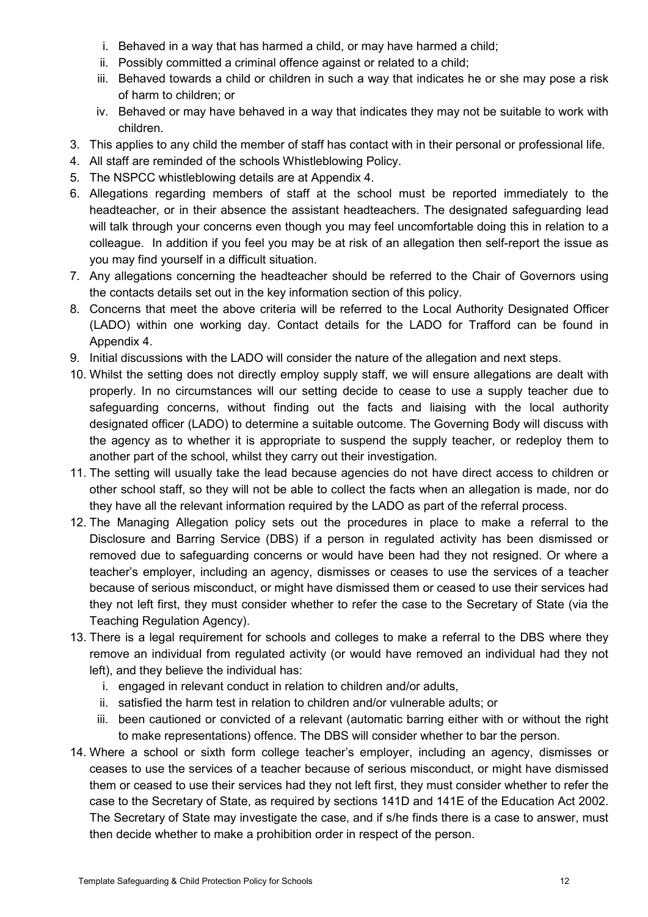i. Behaved in a way that has harmed a child, or may have harmed a child;
   ii. Possibly committed a criminal offence against or related to a child;
   iii. Behaved towards a child or children in such a way that indicates he or she may pose a risk of harm to children; or
   iv. Behaved or may have behaved in a way that indicates they may not be suitable to work with children.
3. This applies to any child the member of staff has contact with in their personal or professional life.
4. All staff are reminded of the schools Whistleblowing Policy.
5. The NSPCC whistleblowing details are at Appendix 4.
6. Allegations regarding members of staff at the school must be reported immediately to the headteacher, or in their absence the assistant headteachers. The designated safeguarding lead will talk through your concerns even though you may feel uncomfortable doing this in relation to a colleague. In addition if you feel you may be at risk of an allegation then self-report the issue as you may find yourself in a difficult situation.
7. Any allegations concerning the headteacher should be referred to the Chair of Governors using the contacts details set out in the key information section of this policy.
8. Concerns that meet the above criteria will be referred to the Local Authority Designated Officer (LADO) within one working day. Contact details for the LADO for Trafford can be found in Appendix 4.
9. Initial discussions with the LADO will consider the nature of the allegation and next steps.
10. Whilst the setting does not directly employ supply staff, we will ensure allegations are dealt with properly. In no circumstances will our setting decide to cease to use a supply teacher due to safeguarding concerns, without finding out the facts and liaising with the local authority designated officer (LADO) to determine a suitable outcome. The Governing Body will discuss with the agency as to whether it is appropriate to suspend the supply teacher, or redeploy them to another part of the school, whilst they carry out their investigation.
11. The setting will usually take the lead because agencies do not have direct access to children or other school staff, so they will not be able to collect the facts when an allegation is made, nor do they have all the relevant information required by the LADO as part of the referral process.
12. The Managing Allegation policy sets out the procedures in place to make a referral to the Disclosure and Barring Service (DBS) if a person in regulated activity has been dismissed or removed due to safeguarding concerns or would have been had they not resigned. Or where a teacher's employer, including an agency, dismisses or ceases to use the services of a teacher because of serious misconduct, or might have dismissed them or ceased to use their services had they not left first, they must consider whether to refer the case to the Secretary of State (via the Teaching Regulation Agency).
13. There is a legal requirement for schools and colleges to make a referral to the DBS where they remove an individual from regulated activity (or would have removed an individual had they not left), and they believe the individual has:
   i. engaged in relevant conduct in relation to children and/or adults,
   ii. satisfied the harm test in relation to children and/or vulnerable adults; or
   iii. been cautioned or convicted of a relevant (automatic barring either with or without the right to make representations) offence. The DBS will consider whether to bar the person.
14. Where a school or sixth form college teacher's employer, including an agency, dismisses or ceases to use the services of a teacher because of serious misconduct, or might have dismissed them or ceased to use their services had they not left first, they must consider whether to refer the case to the Secretary of State, as required by sections 141D and 141E of the Education Act 2002. The Secretary of State may investigate the case, and if s/he finds there is a case to answer, must then decide whether to make a prohibition order in respect of the person.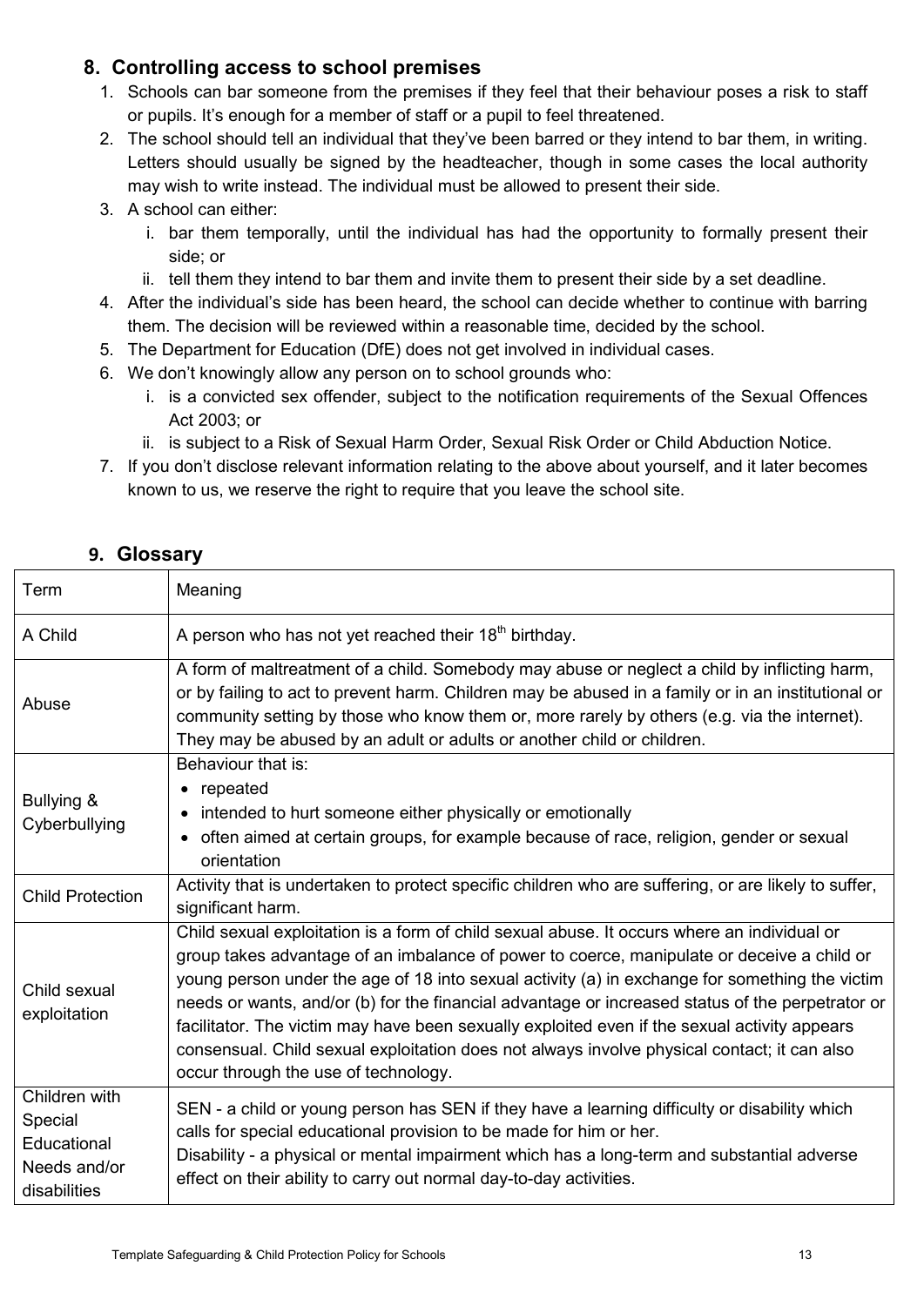## 8. Controlling access to school premises

1. Schools can bar someone from the premises if they feel that their behaviour poses a risk to staff or pupils. It's enough for a member of staff or a pupil to feel threatened.
2. The school should tell an individual that they've been barred or they intend to bar them, in writing. Letters should usually be signed by the headteacher, though in some cases the local authority may wish to write instead. The individual must be allowed to present their side.
3. A school can either:
   i. bar them temporally, until the individual has had the opportunity to formally present their side; or
   ii. tell them they intend to bar them and invite them to present their side by a set deadline.
4. After the individual's side has been heard, the school can decide whether to continue with barring them. The decision will be reviewed within a reasonable time, decided by the school.
5. The Department for Education (DfE) does not get involved in individual cases.
6. We don't knowingly allow any person on to school grounds who:
   i. is a convicted sex offender, subject to the notification requirements of the Sexual Offences Act 2003; or
   ii. is subject to a Risk of Sexual Harm Order, Sexual Risk Order or Child Abduction Notice.
7. If you don't disclose relevant information relating to the above about yourself, and it later becomes known to us, we reserve the right to require that you leave the school site.

## 9. Glossary

| Term | Meaning |
|---|---|
| A Child | A person who has not yet reached their 18th birthday. |
| Abuse | A form of maltreatment of a child. Somebody may abuse or neglect a child by inflicting harm, or by failing to act to prevent harm. Children may be abused in a family or in an institutional or community setting by those who know them or, more rarely by others (e.g. via the internet). They may be abused by an adult or adults or another child or children. |
| Bullying & Cyberbullying | Behaviour that is:<br>• repeated<br>• intended to hurt someone either physically or emotionally<br>• often aimed at certain groups, for example because of race, religion, gender or sexual orientation |
| Child Protection | Activity that is undertaken to protect specific children who are suffering, or are likely to suffer, significant harm. |
| Child sexual exploitation | Child sexual exploitation is a form of child sexual abuse. It occurs where an individual or group takes advantage of an imbalance of power to coerce, manipulate or deceive a child or young person under the age of 18 into sexual activity (a) in exchange for something the victim needs or wants, and/or (b) for the financial advantage or increased status of the perpetrator or facilitator. The victim may have been sexually exploited even if the sexual activity appears consensual. Child sexual exploitation does not always involve physical contact; it can also occur through the use of technology. |
| Children with Special Educational Needs and/or disabilities | SEN - a child or young person has SEN if they have a learning difficulty or disability which calls for special educational provision to be made for him or her.<br>Disability - a physical or mental impairment which has a long-term and substantial adverse effect on their ability to carry out normal day-to-day activities. |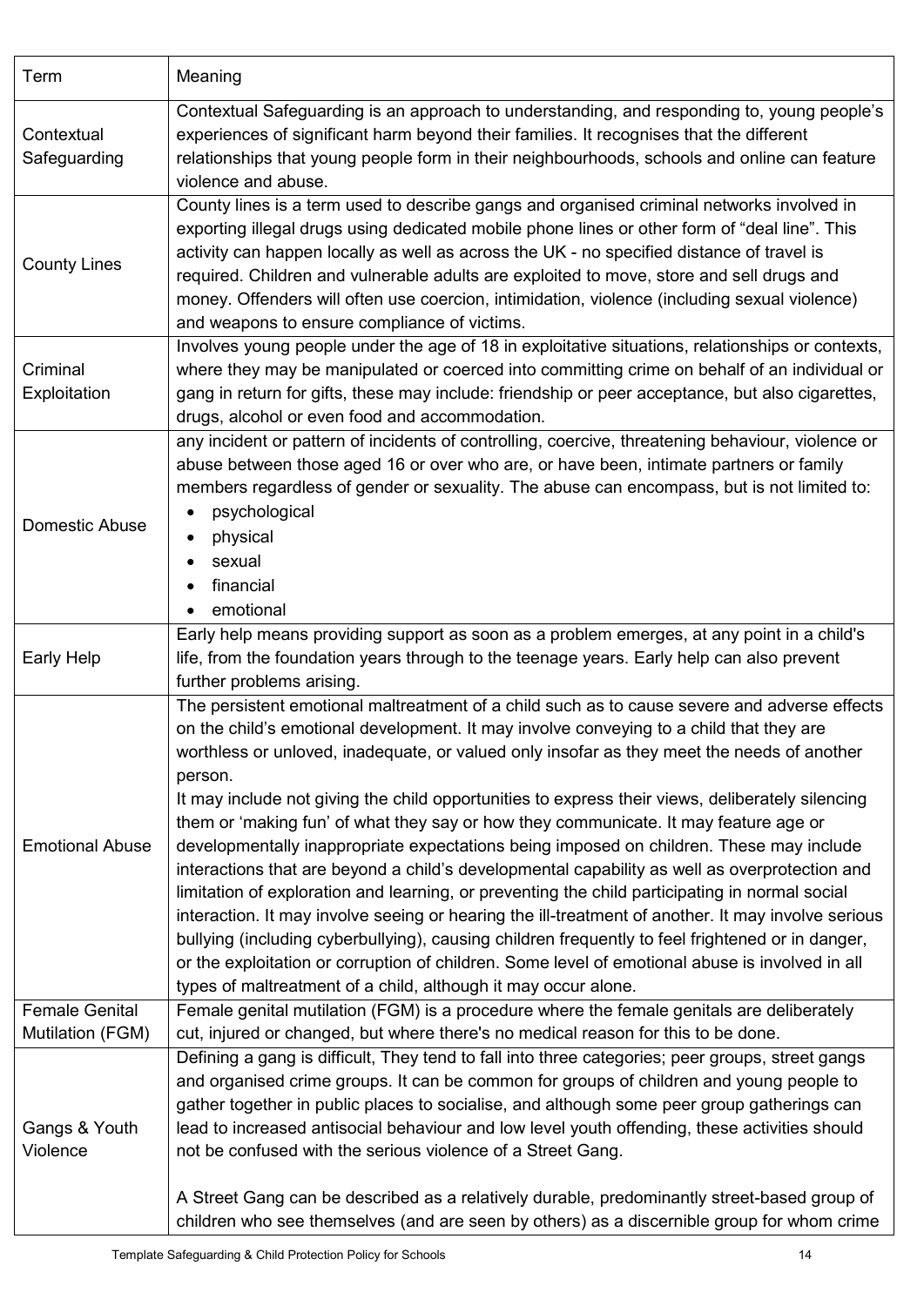| Term | Meaning |
|---|---|
| Contextual Safeguarding | Contextual Safeguarding is an approach to understanding, and responding to, young people's experiences of significant harm beyond their families. It recognises that the different relationships that young people form in their neighbourhoods, schools and online can feature violence and abuse. |
| County Lines | County lines is a term used to describe gangs and organised criminal networks involved in exporting illegal drugs using dedicated mobile phone lines or other form of "deal line". This activity can happen locally as well as across the UK - no specified distance of travel is required. Children and vulnerable adults are exploited to move, store and sell drugs and money. Offenders will often use coercion, intimidation, violence (including sexual violence) and weapons to ensure compliance of victims. |
| Criminal Exploitation | Involves young people under the age of 18 in exploitative situations, relationships or contexts, where they may be manipulated or coerced into committing crime on behalf of an individual or gang in return for gifts, these may include: friendship or peer acceptance, but also cigarettes, drugs, alcohol or even food and accommodation. |
| Domestic Abuse | any incident or pattern of incidents of controlling, coercive, threatening behaviour, violence or abuse between those aged 16 or over who are, or have been, intimate partners or family members regardless of gender or sexuality. The abuse can encompass, but is not limited to:<br>• psychological<br>• physical<br>• sexual<br>• financial<br>• emotional |
| Early Help | Early help means providing support as soon as a problem emerges, at any point in a child's life, from the foundation years through to the teenage years. Early help can also prevent further problems arising. |
| Emotional Abuse | The persistent emotional maltreatment of a child such as to cause severe and adverse effects on the child's emotional development. It may involve conveying to a child that they are worthless or unloved, inadequate, or valued only insofar as they meet the needs of another person.<br>It may include not giving the child opportunities to express their views, deliberately silencing them or 'making fun' of what they say or how they communicate. It may feature age or developmentally inappropriate expectations being imposed on children. These may include interactions that are beyond a child's developmental capability as well as overprotection and limitation of exploration and learning, or preventing the child participating in normal social interaction. It may involve seeing or hearing the ill-treatment of another. It may involve serious bullying (including cyberbullying), causing children frequently to feel frightened or in danger, or the exploitation or corruption of children. Some level of emotional abuse is involved in all types of maltreatment of a child, although it may occur alone. |
| Female Genital Mutilation (FGM) | Female genital mutilation (FGM) is a procedure where the female genitals are deliberately cut, injured or changed, but where there's no medical reason for this to be done. |
| Gangs & Youth Violence | Defining a gang is difficult, They tend to fall into three categories; peer groups, street gangs and organised crime groups. It can be common for groups of children and young people to gather together in public places to socialise, and although some peer group gatherings can lead to increased antisocial behaviour and low level youth offending, these activities should not be confused with the serious violence of a Street Gang.<br><br>A Street Gang can be described as a relatively durable, predominantly street-based group of children who see themselves (and are seen by others) as a discernible group for whom crime |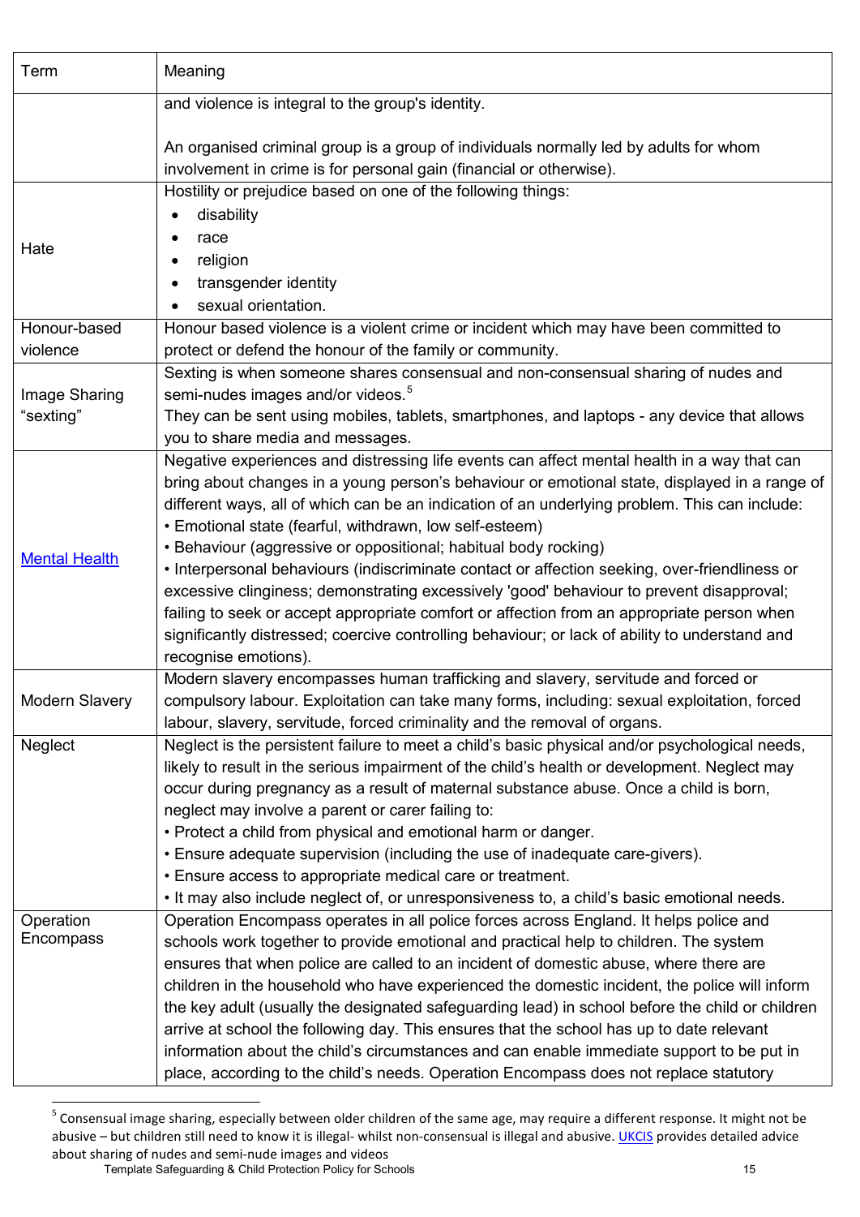| Term | Meaning |
| --- | --- |
| | and violence is integral to the group's identity.<br><br>An organised criminal group is a group of individuals normally led by adults for whom involvement in crime is for personal gain (financial or otherwise). |
| Hate | Hostility or prejudice based on one of the following things:<br>• disability<br>• race<br>• religion<br>• transgender identity<br>• sexual orientation. |
| Honour-based violence | Honour based violence is a violent crime or incident which may have been committed to protect or defend the honour of the family or community. |
| Image Sharing "sexting" | Sexting is when someone shares consensual and non-consensual sharing of nudes and semi-nudes images and/or videos.[5]<br>They can be sent using mobiles, tablets, smartphones, and laptops - any device that allows you to share media and messages. |
| [Mental Health]() | Negative experiences and distressing life events can affect mental health in a way that can bring about changes in a young person's behaviour or emotional state, displayed in a range of different ways, all of which can be an indication of an underlying problem. This can include:<br>• Emotional state (fearful, withdrawn, low self-esteem)<br>• Behaviour (aggressive or oppositional; habitual body rocking)<br>• Interpersonal behaviours (indiscriminate contact or affection seeking, over-friendliness or excessive clinginess; demonstrating excessively 'good' behaviour to prevent disapproval; failing to seek or accept appropriate comfort or affection from an appropriate person when significantly distressed; coercive controlling behaviour; or lack of ability to understand and recognise emotions). |
| Modern Slavery | Modern slavery encompasses human trafficking and slavery, servitude and forced or compulsory labour. Exploitation can take many forms, including: sexual exploitation, forced labour, slavery, servitude, forced criminality and the removal of organs. |
| Neglect | Neglect is the persistent failure to meet a child's basic physical and/or psychological needs, likely to result in the serious impairment of the child's health or development. Neglect may occur during pregnancy as a result of maternal substance abuse. Once a child is born, neglect may involve a parent or carer failing to:<br>• Protect a child from physical and emotional harm or danger.<br>• Ensure adequate supervision (including the use of inadequate care-givers).<br>• Ensure access to appropriate medical care or treatment.<br>• It may also include neglect of, or unresponsiveness to, a child's basic emotional needs. |
| Operation Encompass | Operation Encompass operates in all police forces across England. It helps police and schools work together to provide emotional and practical help to children. The system ensures that when police are called to an incident of domestic abuse, where there are children in the household who have experienced the domestic incident, the police will inform the key adult (usually the designated safeguarding lead) in school before the child or children arrive at school the following day. This ensures that the school has up to date relevant information about the child's circumstances and can enable immediate support to be put in place, according to the child's needs. Operation Encompass does not replace statutory |

[5] Consensual image sharing, especially between older children of the same age, may require a different response. It might not be abusive – but children still need to know it is illegal- whilst non-consensual is illegal and abusive. [UKCIS]() provides detailed advice about sharing of nudes and semi-nude images and videos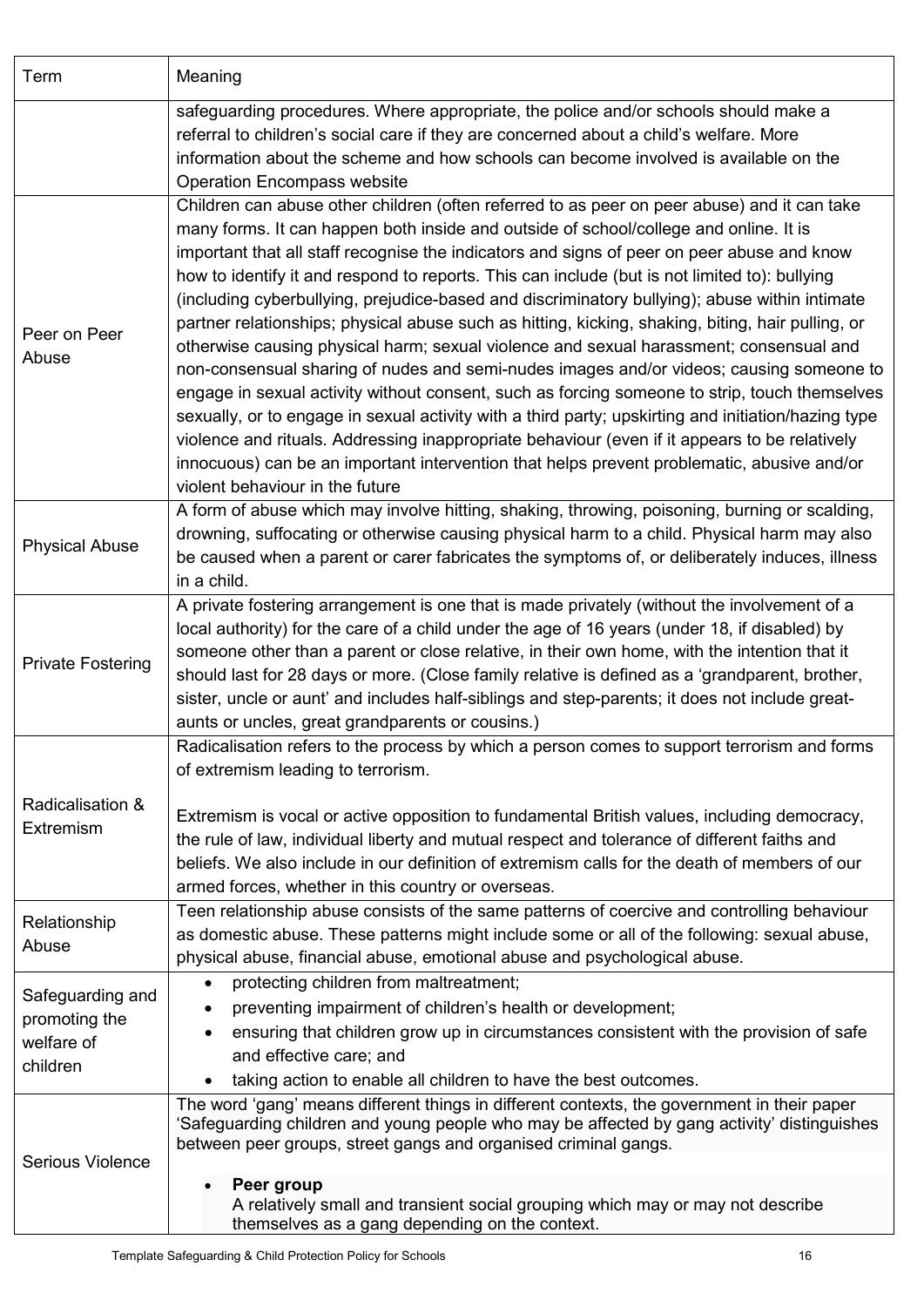| Term | Meaning |
|---|---|
| | safeguarding procedures. Where appropriate, the police and/or schools should make a referral to children's social care if they are concerned about a child's welfare. More information about the scheme and how schools can become involved is available on the Operation Encompass website |
| Peer on Peer Abuse | Children can abuse other children (often referred to as peer on peer abuse) and it can take many forms. It can happen both inside and outside of school/college and online. It is important that all staff recognise the indicators and signs of peer on peer abuse and know how to identify it and respond to reports. This can include (but is not limited to): bullying (including cyberbullying, prejudice-based and discriminatory bullying); abuse within intimate partner relationships; physical abuse such as hitting, kicking, shaking, biting, hair pulling, or otherwise causing physical harm; sexual violence and sexual harassment; consensual and non-consensual sharing of nudes and semi-nudes images and/or videos; causing someone to engage in sexual activity without consent, such as forcing someone to strip, touch themselves sexually, or to engage in sexual activity with a third party; upskirting and initiation/hazing type violence and rituals. Addressing inappropriate behaviour (even if it appears to be relatively innocuous) can be an important intervention that helps prevent problematic, abusive and/or violent behaviour in the future |
| Physical Abuse | A form of abuse which may involve hitting, shaking, throwing, poisoning, burning or scalding, drowning, suffocating or otherwise causing physical harm to a child. Physical harm may also be caused when a parent or carer fabricates the symptoms of, or deliberately induces, illness in a child. |
| Private Fostering | A private fostering arrangement is one that is made privately (without the involvement of a local authority) for the care of a child under the age of 16 years (under 18, if disabled) by someone other than a parent or close relative, in their own home, with the intention that it should last for 28 days or more. (Close family relative is defined as a 'grandparent, brother, sister, uncle or aunt' and includes half-siblings and step-parents; it does not include great-aunts or uncles, great grandparents or cousins.) |
| Radicalisation & Extremism | Radicalisation refers to the process by which a person comes to support terrorism and forms of extremism leading to terrorism.<br><br>Extremism is vocal or active opposition to fundamental British values, including democracy, the rule of law, individual liberty and mutual respect and tolerance of different faiths and beliefs. We also include in our definition of extremism calls for the death of members of our armed forces, whether in this country or overseas. |
| Relationship Abuse | Teen relationship abuse consists of the same patterns of coercive and controlling behaviour as domestic abuse. These patterns might include some or all of the following: sexual abuse, physical abuse, financial abuse, emotional abuse and psychological abuse. |
| Safeguarding and promoting the welfare of children | • protecting children from maltreatment;<br>• preventing impairment of children's health or development;<br>• ensuring that children grow up in circumstances consistent with the provision of safe and effective care; and<br>• taking action to enable all children to have the best outcomes. |
| Serious Violence | The word 'gang' means different things in different contexts, the government in their paper 'Safeguarding children and young people who may be affected by gang activity' distinguishes between peer groups, street gangs and organised criminal gangs.<br><br>• **Peer group**<br>A relatively small and transient social grouping which may or may not describe themselves as a gang depending on the context. |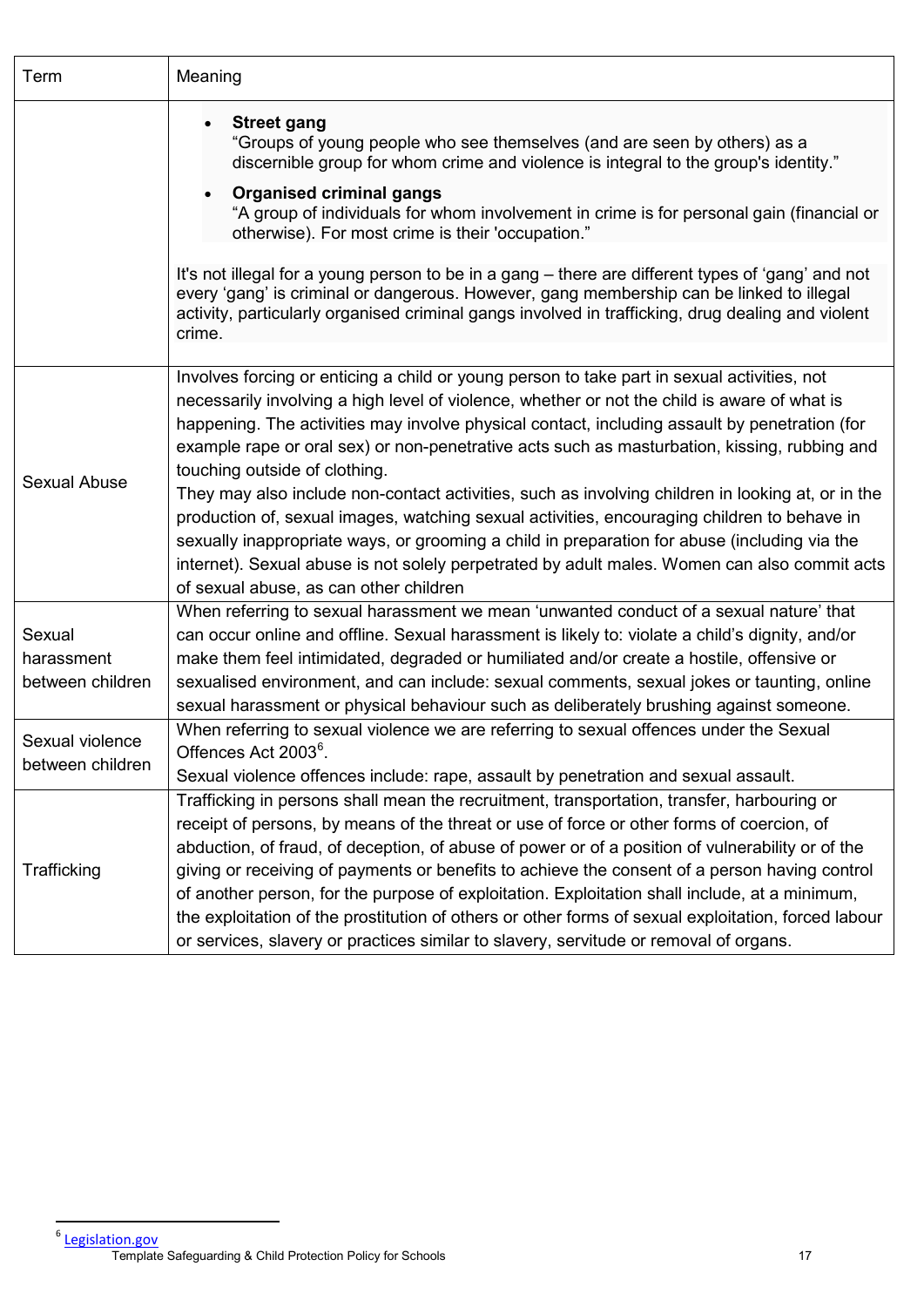| Term | Meaning |
|---|---|
| | • **Street gang** "Groups of young people who see themselves (and are seen by others) as a discernible group for whom crime and violence is integral to the group's identity." <br> • **Organised criminal gangs** "A group of individuals for whom involvement in crime is for personal gain (financial or otherwise). For most crime is their 'occupation." <br><br> It's not illegal for a young person to be in a gang – there are different types of 'gang' and not every 'gang' is criminal or dangerous. However, gang membership can be linked to illegal activity, particularly organised criminal gangs involved in trafficking, drug dealing and violent crime. |
| Sexual Abuse | Involves forcing or enticing a child or young person to take part in sexual activities, not necessarily involving a high level of violence, whether or not the child is aware of what is happening. The activities may involve physical contact, including assault by penetration (for example rape or oral sex) or non-penetrative acts such as masturbation, kissing, rubbing and touching outside of clothing. <br> They may also include non-contact activities, such as involving children in looking at, or in the production of, sexual images, watching sexual activities, encouraging children to behave in sexually inappropriate ways, or grooming a child in preparation for abuse (including via the internet). Sexual abuse is not solely perpetrated by adult males. Women can also commit acts of sexual abuse, as can other children |
| Sexual harassment between children | When referring to sexual harassment we mean 'unwanted conduct of a sexual nature' that can occur online and offline. Sexual harassment is likely to: violate a child's dignity, and/or make them feel intimidated, degraded or humiliated and/or create a hostile, offensive or sexualised environment, and can include: sexual comments, sexual jokes or taunting, online sexual harassment or physical behaviour such as deliberately brushing against someone. |
| Sexual violence between children | When referring to sexual violence we are referring to sexual offences under the Sexual Offences Act 2003[6]. <br> Sexual violence offences include: rape, assault by penetration and sexual assault. |
| Trafficking | Trafficking in persons shall mean the recruitment, transportation, transfer, harbouring or receipt of persons, by means of the threat or use of force or other forms of coercion, of abduction, of fraud, of deception, of abuse of power or of a position of vulnerability or of the giving or receiving of payments or benefits to achieve the consent of a person having control of another person, for the purpose of exploitation. Exploitation shall include, at a minimum, the exploitation of the prostitution of others or other forms of sexual exploitation, forced labour or services, slavery or practices similar to slavery, servitude or removal of organs. |

[6] Legislation.gov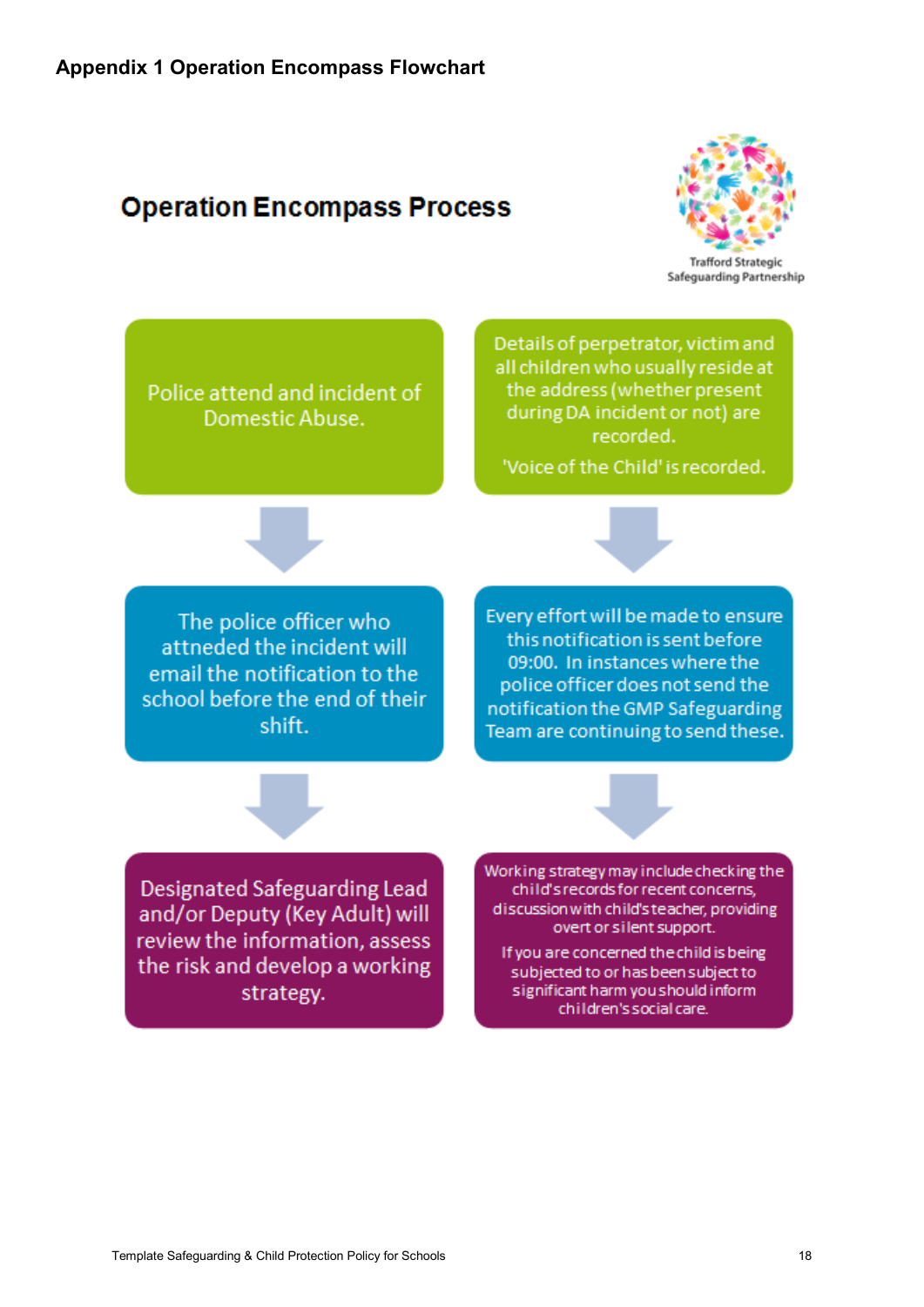# Appendix 1 Operation Encompass Flowchart

## Operation Encompass Process

Trafford Strategic Safeguarding Partnership

Police attend and incident of Domestic Abuse.

↓

The police officer who attneded the incident will email the notification to the school before the end of their shift.

↓

Designated Safeguarding Lead and/or Deputy (Key Adult) will review the information, assess the risk and develop a working strategy.

Details of perpetrator, victim and all children who usually reside at the address (whether present during DA incident or not) are recorded.

'Voice of the Child' is recorded.

↓

Every effort will be made to ensure this notification is sent before 09:00. In instances where the police officer does not send the notification the GMP Safeguarding Team are continuing to send these.

↓

Working strategy may include checking the child's records for recent concerns, discussion with child's teacher, providing overt or silent support.

If you are concerned the child is being subjected to or has been subject to significant harm you should inform children's social care.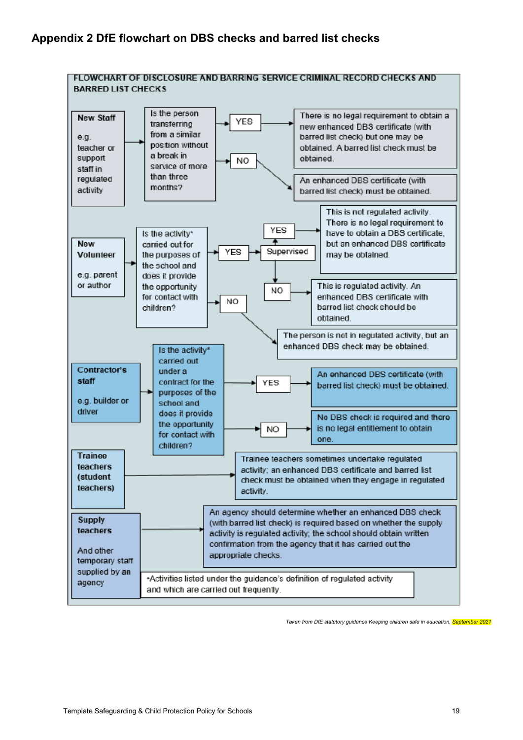## Appendix 2 DfE flowchart on DBS checks and barred list checks

**FLOWCHART OF DISCLOSURE AND BARRING SERVICE CRIMINAL RECORD CHECKS AND BARRED LIST CHECKS**

**New Staff**

e.g. teacher or support staff in regulated activity

→ Is the person transferring from a similar position without a break in service of more than three months?

- **YES** → There is no legal requirement to obtain a new enhanced DBS certificate (with barred list check) but one may be obtained. A barred list check must be obtained.
- **NO** → An enhanced DBS certificate (with barred list check) must be obtained.

**New Volunteer**

e.g. parent or author

→ Is the activity* carried out for the purposes of the school and does it provide the opportunity for contact with children?

- **YES** → Supervised
  - **YES** → This is not regulated activity. There is no legal requirement to have to obtain a DBS certificate, but an enhanced DBS certificate may be obtained.
  - **NO** → This is regulated activity. An enhanced DBS certificate with barred list check should be obtained.
- **NO** → The person is not in regulated activity, but an enhanced DBS check may be obtained.

**Contractor's staff**

e.g. builder or driver

→ Is the activity* carried out under a contract for the purposes of the school and does it provide the opportunity for contact with children?

- **YES** → An enhanced DBS certificate (with barred list check) must be obtained.
- **NO** → No DBS check is required and there is no legal entitlement to obtain one.

**Trainee teachers (student teachers)**

→ Trainee teachers sometimes undertake regulated activity; an enhanced DBS certificate and barred list check must be obtained when they engage in regulated activity.

**Supply teachers**

And other temporary staff supplied by an agency

→ An agency should determine whether an enhanced DBS check (with barred list check) is required based on whether the supply activity is regulated activity; the school should obtain written confirmation from the agency that it has carried out the appropriate checks.

*Activities listed under the guidance's definition of regulated activity and which are carried out frequently.

*Taken from DfE statutory guidance Keeping children safe in education, September 2021*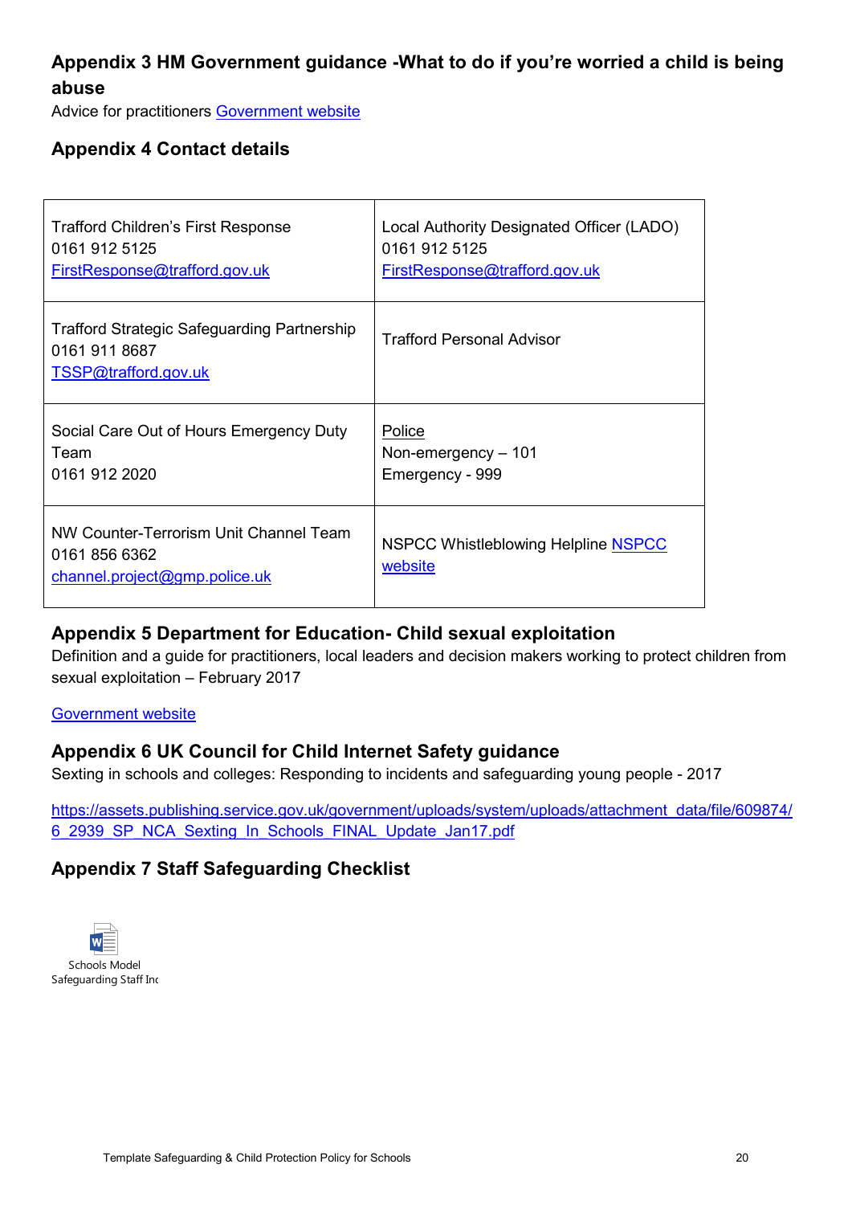## Appendix 3 HM Government guidance -What to do if you're worried a child is being abuse

Advice for practitioners Government website

## Appendix 4 Contact details

| | |
|---|---|
| Trafford Children's First Response<br>0161 912 5125<br>FirstResponse@trafford.gov.uk | Local Authority Designated Officer (LADO)<br>0161 912 5125<br>FirstResponse@trafford.gov.uk |
| Trafford Strategic Safeguarding Partnership<br>0161 911 8687<br>TSSP@trafford.gov.uk | Trafford Personal Advisor |
| Social Care Out of Hours Emergency Duty Team<br>0161 912 2020 | Police<br>Non-emergency – 101<br>Emergency - 999 |
| NW Counter-Terrorism Unit Channel Team<br>0161 856 6362<br>channel.project@gmp.police.uk | NSPCC Whistleblowing Helpline NSPCC website |

## Appendix 5 Department for Education- Child sexual exploitation

Definition and a guide for practitioners, local leaders and decision makers working to protect children from sexual exploitation – February 2017

Government website

## Appendix 6 UK Council for Child Internet Safety guidance

Sexting in schools and colleges: Responding to incidents and safeguarding young people - 2017

https://assets.publishing.service.gov.uk/government/uploads/system/uploads/attachment_data/file/609874/6_2939_SP_NCA_Sexting_In_Schools_FINAL_Update_Jan17.pdf

## Appendix 7 Staff Safeguarding Checklist

Schools Model Safeguarding Staff Inc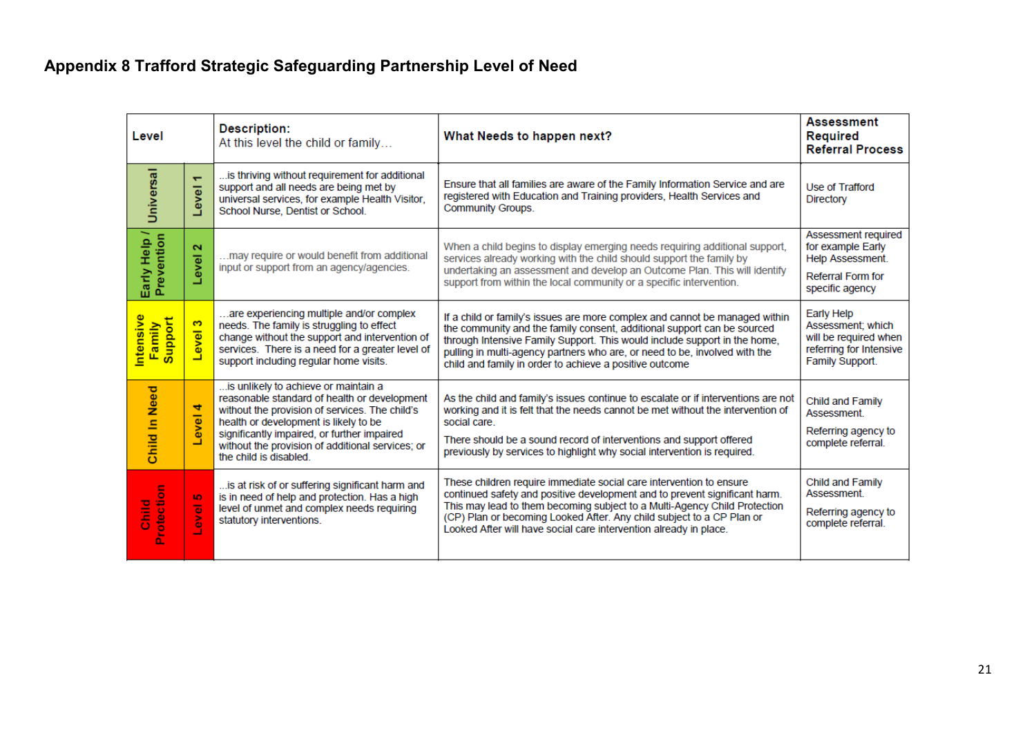## Appendix 8 Trafford Strategic Safeguarding Partnership Level of Need

| Level | | Description: At this level the child or family… | What Needs to happen next? | Assessment Required Referral Process |
|---|---|---|---|---|
| Universal | Level 1 | ...is thriving without requirement for additional support and all needs are being met by universal services, for example Health Visitor, School Nurse, Dentist or School. | Ensure that all families are aware of the Family Information Service and are registered with Education and Training providers, Health Services and Community Groups. | Use of Trafford Directory |
| Early Help / Prevention | Level 2 | …may require or would benefit from additional input or support from an agency/agencies. | When a child begins to display emerging needs requiring additional support, services already working with the child should support the family by undertaking an assessment and develop an Outcome Plan. This will identify support from within the local community or a specific intervention. | Assessment required for example Early Help Assessment. Referral Form for specific agency |
| Intensive Family Support | Level 3 | …are experiencing multiple and/or complex needs. The family is struggling to effect change without the support and intervention of services. There is a need for a greater level of support including regular home visits. | If a child or family's issues are more complex and cannot be managed within the community and the family consent, additional support can be sourced through Intensive Family Support. This would include support in the home, pulling in multi-agency partners who are, or need to be, involved with the child and family in order to achieve a positive outcome | Early Help Assessment; which will be required when referring for Intensive Family Support. |
| Child In Need | Level 4 | ...is unlikely to achieve or maintain a reasonable standard of health or development without the provision of services. The child's health or development is likely to be significantly impaired, or further impaired without the provision of additional services; or the child is disabled. | As the child and family's issues continue to escalate or if interventions are not working and it is felt that the needs cannot be met without the intervention of social care. There should be a sound record of interventions and support offered previously by services to highlight why social intervention is required. | Child and Family Assessment. Referring agency to complete referral. |
| Child Protection | Level 5 | ...is at risk of or suffering significant harm and is in need of help and protection. Has a high level of unmet and complex needs requiring statutory interventions. | These children require immediate social care intervention to ensure continued safety and positive development and to prevent significant harm. This may lead to them becoming subject to a Multi-Agency Child Protection (CP) Plan or becoming Looked After. Any child subject to a CP Plan or Looked After will have social care intervention already in place. | Child and Family Assessment. Referring agency to complete referral. |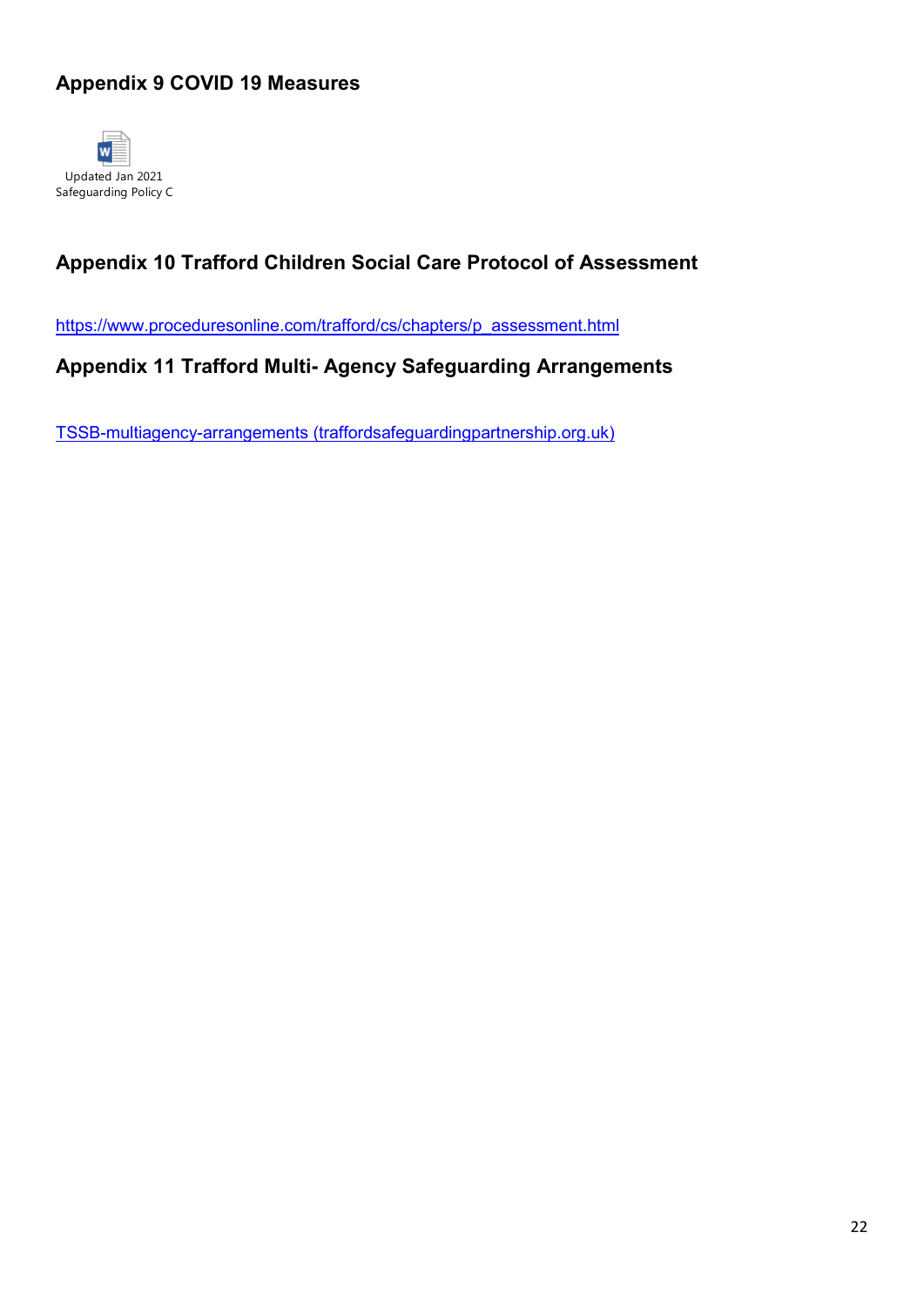## Appendix 9 COVID 19 Measures

Updated Jan 2021 Safeguarding Policy C

## Appendix 10 Trafford Children Social Care Protocol of Assessment

https://www.proceduresonline.com/trafford/cs/chapters/p_assessment.html

## Appendix 11 Trafford Multi- Agency Safeguarding Arrangements

TSSB-multiagency-arrangements (traffordsafeguardingpartnership.org.uk)